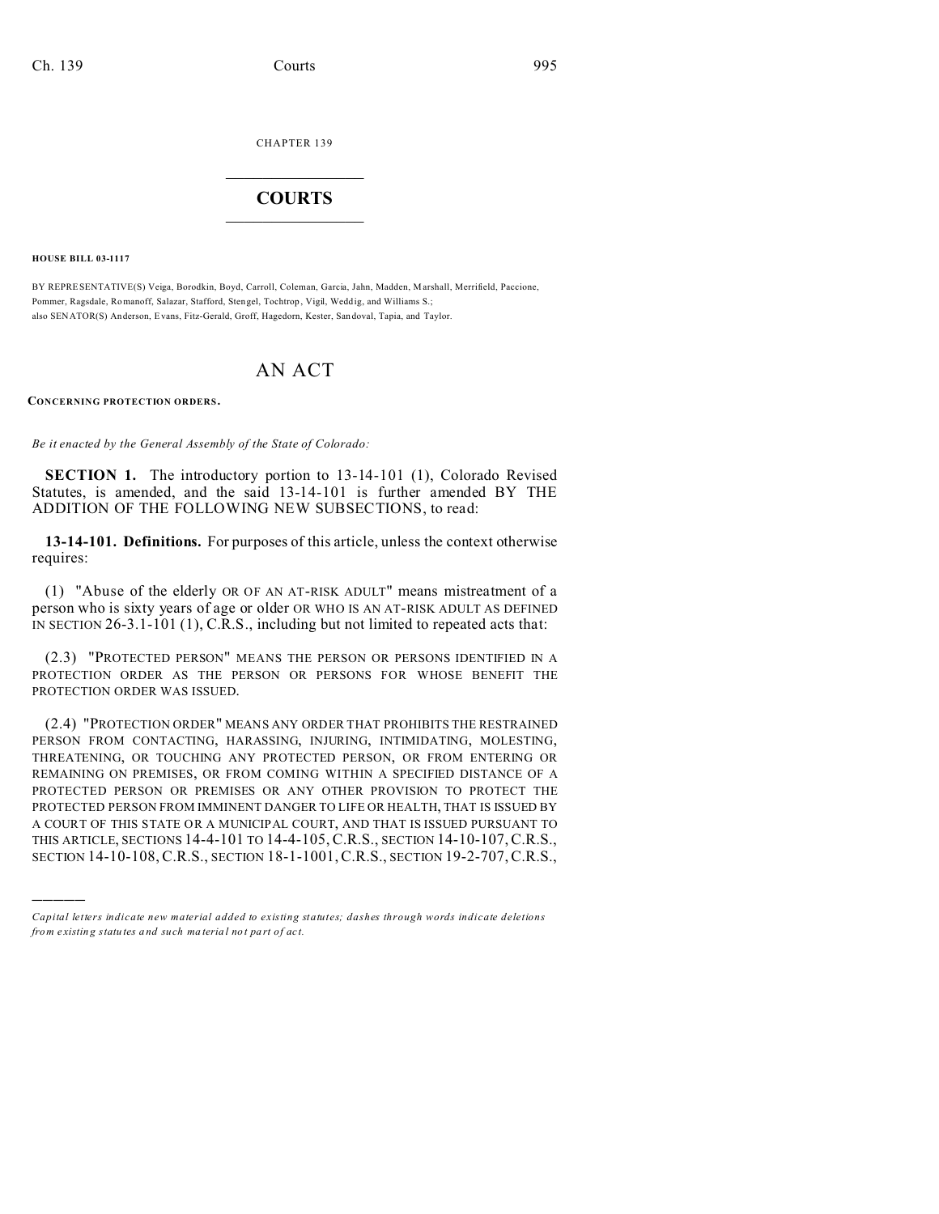CHAPTER 139

# COURTS

**HOUSE BILL 03-1117**

BY REPRESENTATIVE(S) Veiga, Borodkin, Boyd, Carroll, Coleman, Garcia, Jahn, Madden, Marshall, Merrifield, Paccione, Pommer, Ragsdale, Romanoff, Salazar, Stafford, Stengel, Tochtrop, Vigil, Weddig, and Williams S.;
also SENATOR(S) Anderson, Evans, Fitz-Gerald, Groff, Hagedorn, Kester, Sandoval, Tapia, and Taylor.

# AN ACT

**CONCERNING PROTECTION ORDERS.**

*Be it enacted by the General Assembly of the State of Colorado:*

**SECTION 1.** The introductory portion to 13-14-101 (1), Colorado Revised Statutes, is amended, and the said 13-14-101 is further amended BY THE ADDITION OF THE FOLLOWING NEW SUBSECTIONS, to read:

**13-14-101. Definitions.** For purposes of this article, unless the context otherwise requires:

(1) "Abuse of the elderly OR OF AN AT-RISK ADULT" means mistreatment of a person who is sixty years of age or older OR WHO IS AN AT-RISK ADULT AS DEFINED IN SECTION 26-3.1-101 (1), C.R.S., including but not limited to repeated acts that:

(2.3) "PROTECTED PERSON" MEANS THE PERSON OR PERSONS IDENTIFIED IN A PROTECTION ORDER AS THE PERSON OR PERSONS FOR WHOSE BENEFIT THE PROTECTION ORDER WAS ISSUED.

(2.4) "PROTECTION ORDER" MEANS ANY ORDER THAT PROHIBITS THE RESTRAINED PERSON FROM CONTACTING, HARASSING, INJURING, INTIMIDATING, MOLESTING, THREATENING, OR TOUCHING ANY PROTECTED PERSON, OR FROM ENTERING OR REMAINING ON PREMISES, OR FROM COMING WITHIN A SPECIFIED DISTANCE OF A PROTECTED PERSON OR PREMISES OR ANY OTHER PROVISION TO PROTECT THE PROTECTED PERSON FROM IMMINENT DANGER TO LIFE OR HEALTH, THAT IS ISSUED BY A COURT OF THIS STATE OR A MUNICIPAL COURT, AND THAT IS ISSUED PURSUANT TO THIS ARTICLE, SECTIONS 14-4-101 TO 14-4-105, C.R.S., SECTION 14-10-107, C.R.S., SECTION 14-10-108, C.R.S., SECTION 18-1-1001, C.R.S., SECTION 19-2-707, C.R.S.,

———

*Capital letters indicate new material added to existing statutes; dashes through words indicate deletions from existing statutes and such material not part of act.*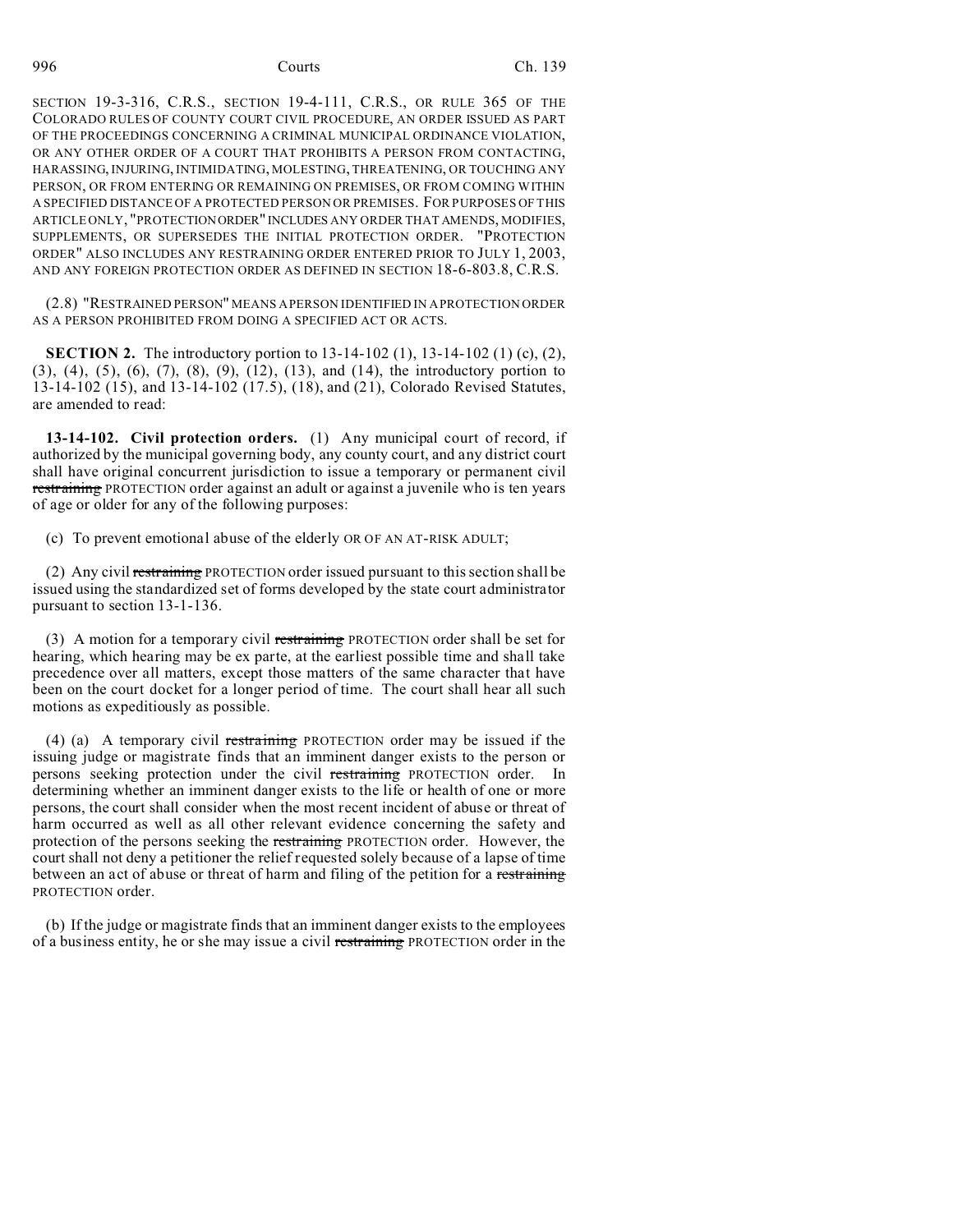SECTION 19-3-316, C.R.S., SECTION 19-4-111, C.R.S., OR RULE 365 OF THE COLORADO RULES OF COUNTY COURT CIVIL PROCEDURE, AN ORDER ISSUED AS PART OF THE PROCEEDINGS CONCERNING A CRIMINAL MUNICIPAL ORDINANCE VIOLATION, OR ANY OTHER ORDER OF A COURT THAT PROHIBITS A PERSON FROM CONTACTING, HARASSING, INJURING, INTIMIDATING, MOLESTING, THREATENING, OR TOUCHING ANY PERSON, OR FROM ENTERING OR REMAINING ON PREMISES, OR FROM COMING WITHIN A SPECIFIED DISTANCE OF A PROTECTED PERSON OR PREMISES. FOR PURPOSES OF THIS ARTICLE ONLY, "PROTECTION ORDER" INCLUDES ANY ORDER THAT AMENDS, MODIFIES, SUPPLEMENTS, OR SUPERSEDES THE INITIAL PROTECTION ORDER. "PROTECTION ORDER" ALSO INCLUDES ANY RESTRAINING ORDER ENTERED PRIOR TO JULY 1, 2003, AND ANY FOREIGN PROTECTION ORDER AS DEFINED IN SECTION 18-6-803.8, C.R.S.

(2.8) "RESTRAINED PERSON" MEANS A PERSON IDENTIFIED IN A PROTECTION ORDER AS A PERSON PROHIBITED FROM DOING A SPECIFIED ACT OR ACTS.

**SECTION 2.** The introductory portion to 13-14-102 (1), 13-14-102 (1) (c), (2), (3), (4), (5), (6), (7), (8), (9), (12), (13), and (14), the introductory portion to 13-14-102 (15), and 13-14-102 (17.5), (18), and (21), Colorado Revised Statutes, are amended to read:

**13-14-102. Civil protection orders.** (1) Any municipal court of record, if authorized by the municipal governing body, any county court, and any district court shall have original concurrent jurisdiction to issue a temporary or permanent civil ~~restraining~~ PROTECTION order against an adult or against a juvenile who is ten years of age or older for any of the following purposes:

(c) To prevent emotional abuse of the elderly OR OF AN AT-RISK ADULT;

(2) Any civil ~~restraining~~ PROTECTION order issued pursuant to this section shall be issued using the standardized set of forms developed by the state court administrator pursuant to section 13-1-136.

(3) A motion for a temporary civil ~~restraining~~ PROTECTION order shall be set for hearing, which hearing may be ex parte, at the earliest possible time and shall take precedence over all matters, except those matters of the same character that have been on the court docket for a longer period of time. The court shall hear all such motions as expeditiously as possible.

(4) (a) A temporary civil ~~restraining~~ PROTECTION order may be issued if the issuing judge or magistrate finds that an imminent danger exists to the person or persons seeking protection under the civil ~~restraining~~ PROTECTION order. In determining whether an imminent danger exists to the life or health of one or more persons, the court shall consider when the most recent incident of abuse or threat of harm occurred as well as all other relevant evidence concerning the safety and protection of the persons seeking the ~~restraining~~ PROTECTION order. However, the court shall not deny a petitioner the relief requested solely because of a lapse of time between an act of abuse or threat of harm and filing of the petition for a ~~restraining~~ PROTECTION order.

(b) If the judge or magistrate finds that an imminent danger exists to the employees of a business entity, he or she may issue a civil ~~restraining~~ PROTECTION order in the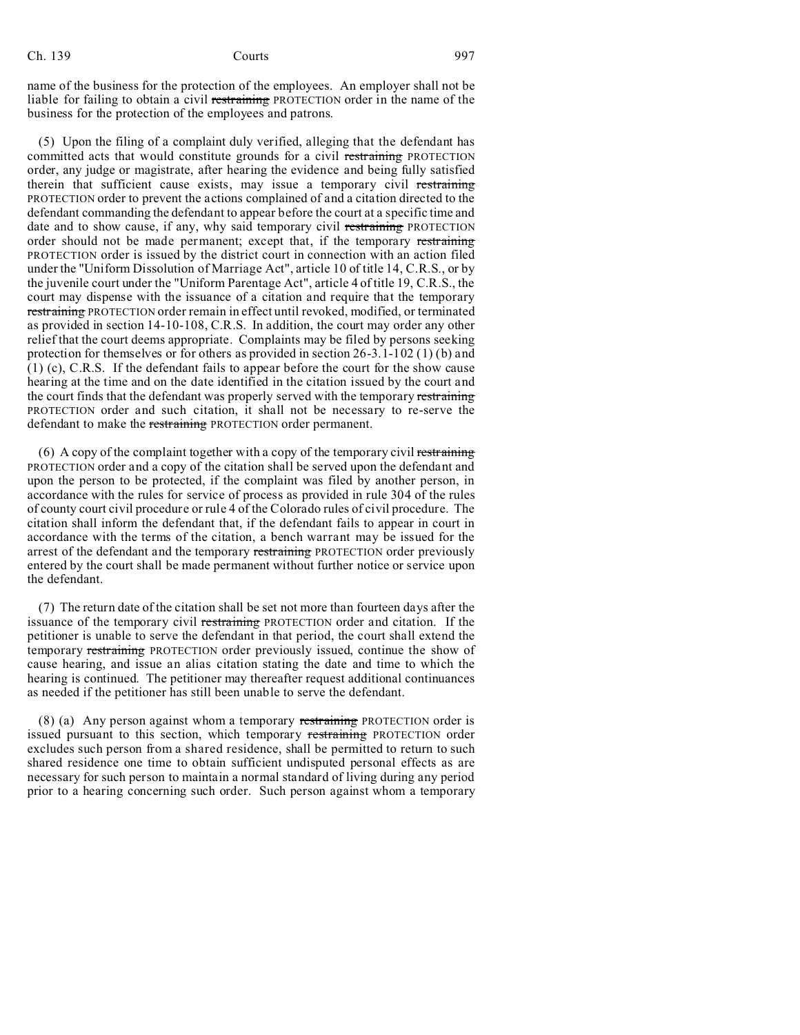name of the business for the protection of the employees. An employer shall not be liable for failing to obtain a civil ~~restraining~~ PROTECTION order in the name of the business for the protection of the employees and patrons.

(5) Upon the filing of a complaint duly verified, alleging that the defendant has committed acts that would constitute grounds for a civil ~~restraining~~ PROTECTION order, any judge or magistrate, after hearing the evidence and being fully satisfied therein that sufficient cause exists, may issue a temporary civil ~~restraining~~ PROTECTION order to prevent the actions complained of and a citation directed to the defendant commanding the defendant to appear before the court at a specific time and date and to show cause, if any, why said temporary civil ~~restraining~~ PROTECTION order should not be made permanent; except that, if the temporary ~~restraining~~ PROTECTION order is issued by the district court in connection with an action filed under the "Uniform Dissolution of Marriage Act", article 10 of title 14, C.R.S., or by the juvenile court under the "Uniform Parentage Act", article 4 of title 19, C.R.S., the court may dispense with the issuance of a citation and require that the temporary ~~restraining~~ PROTECTION order remain in effect until revoked, modified, or terminated as provided in section 14-10-108, C.R.S. In addition, the court may order any other relief that the court deems appropriate. Complaints may be filed by persons seeking protection for themselves or for others as provided in section 26-3.1-102 (1) (b) and (1) (c), C.R.S. If the defendant fails to appear before the court for the show cause hearing at the time and on the date identified in the citation issued by the court and the court finds that the defendant was properly served with the temporary ~~restraining~~ PROTECTION order and such citation, it shall not be necessary to re-serve the defendant to make the ~~restraining~~ PROTECTION order permanent.

(6) A copy of the complaint together with a copy of the temporary civil ~~restraining~~ PROTECTION order and a copy of the citation shall be served upon the defendant and upon the person to be protected, if the complaint was filed by another person, in accordance with the rules for service of process as provided in rule 304 of the rules of county court civil procedure or rule 4 of the Colorado rules of civil procedure. The citation shall inform the defendant that, if the defendant fails to appear in court in accordance with the terms of the citation, a bench warrant may be issued for the arrest of the defendant and the temporary ~~restraining~~ PROTECTION order previously entered by the court shall be made permanent without further notice or service upon the defendant.

(7) The return date of the citation shall be set not more than fourteen days after the issuance of the temporary civil ~~restraining~~ PROTECTION order and citation. If the petitioner is unable to serve the defendant in that period, the court shall extend the temporary ~~restraining~~ PROTECTION order previously issued, continue the show of cause hearing, and issue an alias citation stating the date and time to which the hearing is continued. The petitioner may thereafter request additional continuances as needed if the petitioner has still been unable to serve the defendant.

(8) (a) Any person against whom a temporary ~~restraining~~ PROTECTION order is issued pursuant to this section, which temporary ~~restraining~~ PROTECTION order excludes such person from a shared residence, shall be permitted to return to such shared residence one time to obtain sufficient undisputed personal effects as are necessary for such person to maintain a normal standard of living during any period prior to a hearing concerning such order. Such person against whom a temporary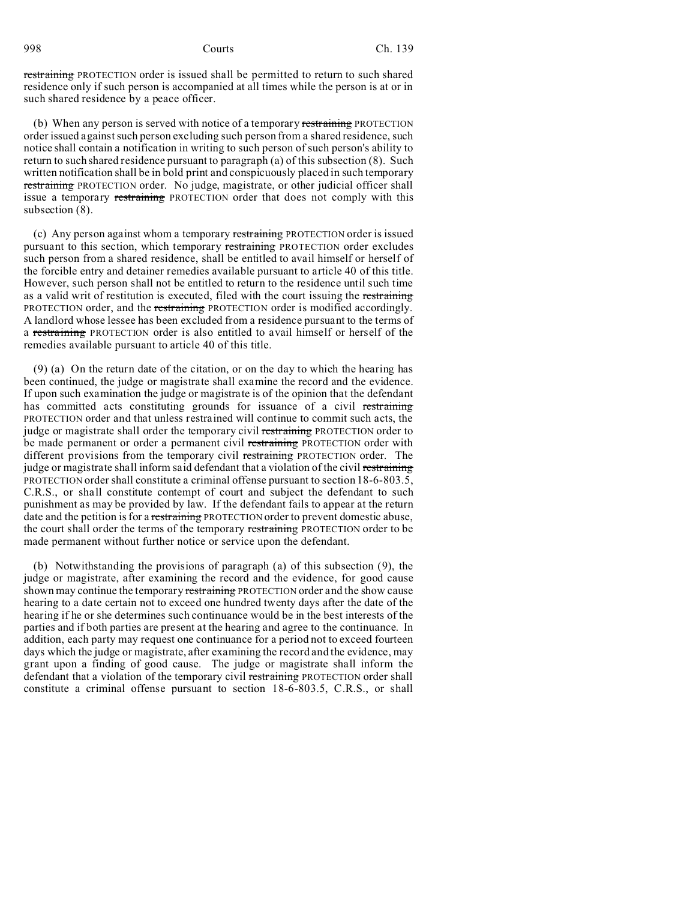~~restraining~~ PROTECTION order is issued shall be permitted to return to such shared residence only if such person is accompanied at all times while the person is at or in such shared residence by a peace officer.

(b) When any person is served with notice of a temporary ~~restraining~~ PROTECTION order issued against such person excluding such person from a shared residence, such notice shall contain a notification in writing to such person of such person's ability to return to such shared residence pursuant to paragraph (a) of this subsection (8). Such written notification shall be in bold print and conspicuously placed in such temporary ~~restraining~~ PROTECTION order. No judge, magistrate, or other judicial officer shall issue a temporary ~~restraining~~ PROTECTION order that does not comply with this subsection (8).

(c) Any person against whom a temporary ~~restraining~~ PROTECTION order is issued pursuant to this section, which temporary ~~restraining~~ PROTECTION order excludes such person from a shared residence, shall be entitled to avail himself or herself of the forcible entry and detainer remedies available pursuant to article 40 of this title. However, such person shall not be entitled to return to the residence until such time as a valid writ of restitution is executed, filed with the court issuing the ~~restraining~~ PROTECTION order, and the ~~restraining~~ PROTECTION order is modified accordingly. A landlord whose lessee has been excluded from a residence pursuant to the terms of a ~~restraining~~ PROTECTION order is also entitled to avail himself or herself of the remedies available pursuant to article 40 of this title.

(9) (a) On the return date of the citation, or on the day to which the hearing has been continued, the judge or magistrate shall examine the record and the evidence. If upon such examination the judge or magistrate is of the opinion that the defendant has committed acts constituting grounds for issuance of a civil ~~restraining~~ PROTECTION order and that unless restrained will continue to commit such acts, the judge or magistrate shall order the temporary civil ~~restraining~~ PROTECTION order to be made permanent or order a permanent civil ~~restraining~~ PROTECTION order with different provisions from the temporary civil ~~restraining~~ PROTECTION order. The judge or magistrate shall inform said defendant that a violation of the civil ~~restraining~~ PROTECTION order shall constitute a criminal offense pursuant to section 18-6-803.5, C.R.S., or shall constitute contempt of court and subject the defendant to such punishment as may be provided by law. If the defendant fails to appear at the return date and the petition is for a ~~restraining~~ PROTECTION order to prevent domestic abuse, the court shall order the terms of the temporary ~~restraining~~ PROTECTION order to be made permanent without further notice or service upon the defendant.

(b) Notwithstanding the provisions of paragraph (a) of this subsection (9), the judge or magistrate, after examining the record and the evidence, for good cause shown may continue the temporary ~~restraining~~ PROTECTION order and the show cause hearing to a date certain not to exceed one hundred twenty days after the date of the hearing if he or she determines such continuance would be in the best interests of the parties and if both parties are present at the hearing and agree to the continuance. In addition, each party may request one continuance for a period not to exceed fourteen days which the judge or magistrate, after examining the record and the evidence, may grant upon a finding of good cause. The judge or magistrate shall inform the defendant that a violation of the temporary civil ~~restraining~~ PROTECTION order shall constitute a criminal offense pursuant to section 18-6-803.5, C.R.S., or shall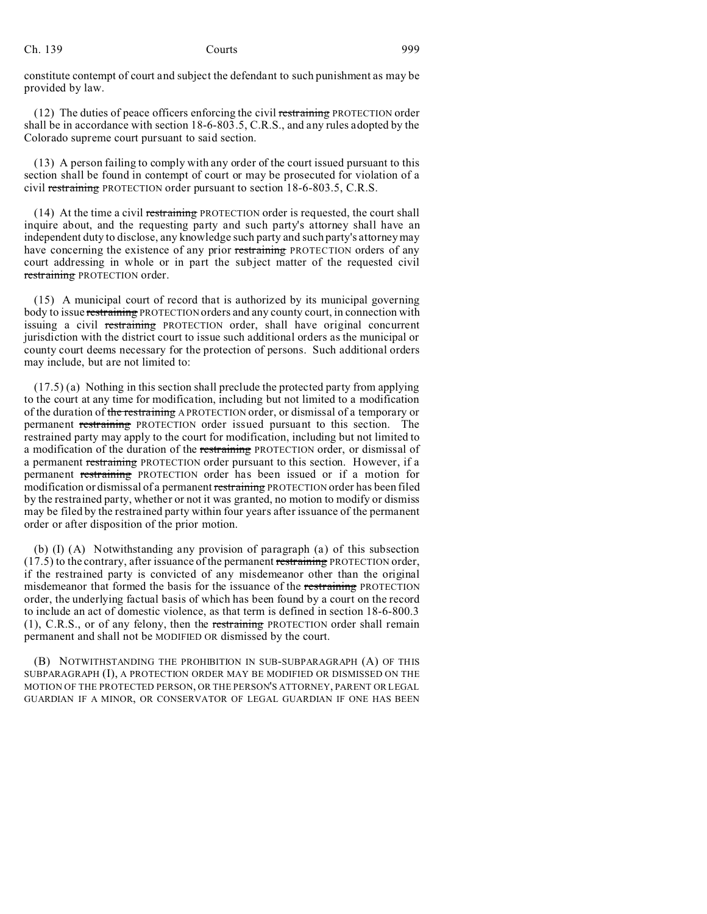constitute contempt of court and subject the defendant to such punishment as may be provided by law.

(12) The duties of peace officers enforcing the civil ~~restraining~~ PROTECTION order shall be in accordance with section 18-6-803.5, C.R.S., and any rules adopted by the Colorado supreme court pursuant to said section.

(13) A person failing to comply with any order of the court issued pursuant to this section shall be found in contempt of court or may be prosecuted for violation of a civil ~~restraining~~ PROTECTION order pursuant to section 18-6-803.5, C.R.S.

(14) At the time a civil ~~restraining~~ PROTECTION order is requested, the court shall inquire about, and the requesting party and such party's attorney shall have an independent duty to disclose, any knowledge such party and such party's attorney may have concerning the existence of any prior ~~restraining~~ PROTECTION orders of any court addressing in whole or in part the subject matter of the requested civil ~~restraining~~ PROTECTION order.

(15) A municipal court of record that is authorized by its municipal governing body to issue ~~restraining~~ PROTECTION orders and any county court, in connection with issuing a civil ~~restraining~~ PROTECTION order, shall have original concurrent jurisdiction with the district court to issue such additional orders as the municipal or county court deems necessary for the protection of persons. Such additional orders may include, but are not limited to:

(17.5) (a) Nothing in this section shall preclude the protected party from applying to the court at any time for modification, including but not limited to a modification of the duration of ~~the restraining~~ A PROTECTION order, or dismissal of a temporary or permanent ~~restraining~~ PROTECTION order issued pursuant to this section. The restrained party may apply to the court for modification, including but not limited to a modification of the duration of the ~~restraining~~ PROTECTION order, or dismissal of a permanent ~~restraining~~ PROTECTION order pursuant to this section. However, if a permanent ~~restraining~~ PROTECTION order has been issued or if a motion for modification or dismissal of a permanent ~~restraining~~ PROTECTION order has been filed by the restrained party, whether or not it was granted, no motion to modify or dismiss may be filed by the restrained party within four years after issuance of the permanent order or after disposition of the prior motion.

(b) (I) (A) Notwithstanding any provision of paragraph (a) of this subsection (17.5) to the contrary, after issuance of the permanent ~~restraining~~ PROTECTION order, if the restrained party is convicted of any misdemeanor other than the original misdemeanor that formed the basis for the issuance of the ~~restraining~~ PROTECTION order, the underlying factual basis of which has been found by a court on the record to include an act of domestic violence, as that term is defined in section 18-6-800.3 (1), C.R.S., or of any felony, then the ~~restraining~~ PROTECTION order shall remain permanent and shall not be MODIFIED OR dismissed by the court.

(B) NOTWITHSTANDING THE PROHIBITION IN SUB-SUBPARAGRAPH (A) OF THIS SUBPARAGRAPH (I), A PROTECTION ORDER MAY BE MODIFIED OR DISMISSED ON THE MOTION OF THE PROTECTED PERSON, OR THE PERSON'S ATTORNEY, PARENT OR LEGAL GUARDIAN IF A MINOR, OR CONSERVATOR OF LEGAL GUARDIAN IF ONE HAS BEEN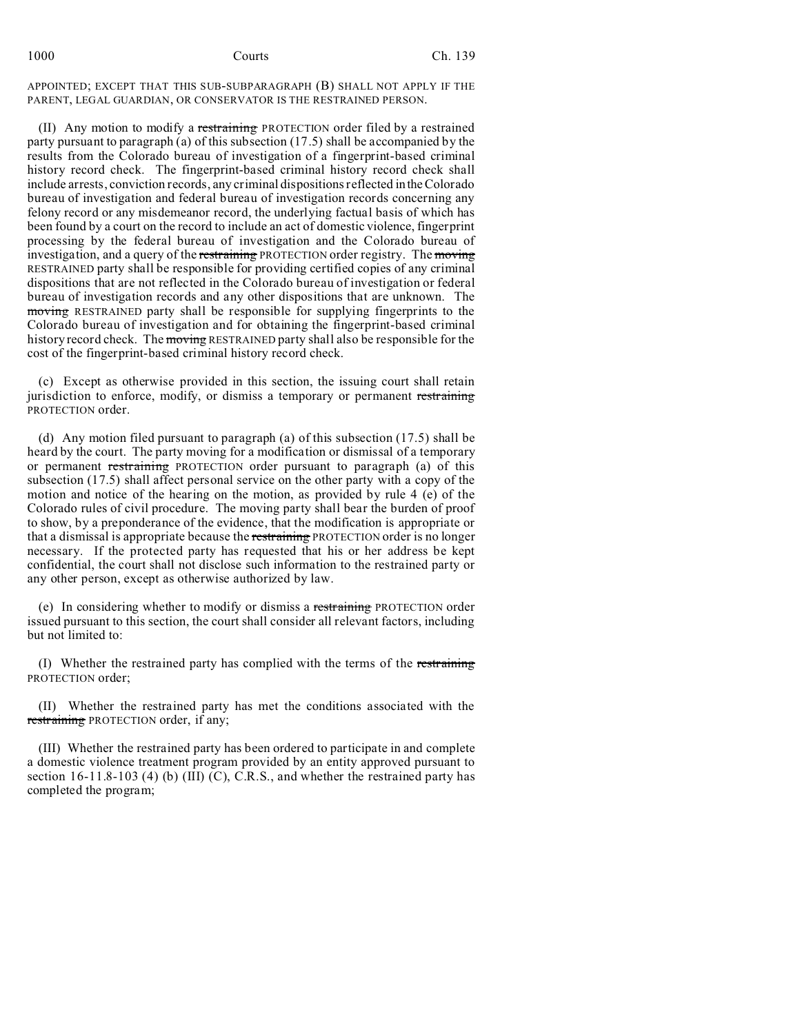APPOINTED; EXCEPT THAT THIS SUB-SUBPARAGRAPH (B) SHALL NOT APPLY IF THE PARENT, LEGAL GUARDIAN, OR CONSERVATOR IS THE RESTRAINED PERSON.

(II) Any motion to modify a ~~restraining~~ PROTECTION order filed by a restrained party pursuant to paragraph (a) of this subsection (17.5) shall be accompanied by the results from the Colorado bureau of investigation of a fingerprint-based criminal history record check. The fingerprint-based criminal history record check shall include arrests, conviction records, any criminal dispositions reflected in the Colorado bureau of investigation and federal bureau of investigation records concerning any felony record or any misdemeanor record, the underlying factual basis of which has been found by a court on the record to include an act of domestic violence, fingerprint processing by the federal bureau of investigation and the Colorado bureau of investigation, and a query of the ~~restraining~~ PROTECTION order registry. The ~~moving~~ RESTRAINED party shall be responsible for providing certified copies of any criminal dispositions that are not reflected in the Colorado bureau of investigation or federal bureau of investigation records and any other dispositions that are unknown. The ~~moving~~ RESTRAINED party shall be responsible for supplying fingerprints to the Colorado bureau of investigation and for obtaining the fingerprint-based criminal history record check. The ~~moving~~ RESTRAINED party shall also be responsible for the cost of the fingerprint-based criminal history record check.

(c) Except as otherwise provided in this section, the issuing court shall retain jurisdiction to enforce, modify, or dismiss a temporary or permanent ~~restraining~~ PROTECTION order.

(d) Any motion filed pursuant to paragraph (a) of this subsection (17.5) shall be heard by the court. The party moving for a modification or dismissal of a temporary or permanent ~~restraining~~ PROTECTION order pursuant to paragraph (a) of this subsection (17.5) shall affect personal service on the other party with a copy of the motion and notice of the hearing on the motion, as provided by rule 4 (e) of the Colorado rules of civil procedure. The moving party shall bear the burden of proof to show, by a preponderance of the evidence, that the modification is appropriate or that a dismissal is appropriate because the ~~restraining~~ PROTECTION order is no longer necessary. If the protected party has requested that his or her address be kept confidential, the court shall not disclose such information to the restrained party or any other person, except as otherwise authorized by law.

(e) In considering whether to modify or dismiss a ~~restraining~~ PROTECTION order issued pursuant to this section, the court shall consider all relevant factors, including but not limited to:

(I) Whether the restrained party has complied with the terms of the ~~restraining~~ PROTECTION order;

(II) Whether the restrained party has met the conditions associated with the ~~restraining~~ PROTECTION order, if any;

(III) Whether the restrained party has been ordered to participate in and complete a domestic violence treatment program provided by an entity approved pursuant to section 16-11.8-103 (4) (b) (III) (C), C.R.S., and whether the restrained party has completed the program;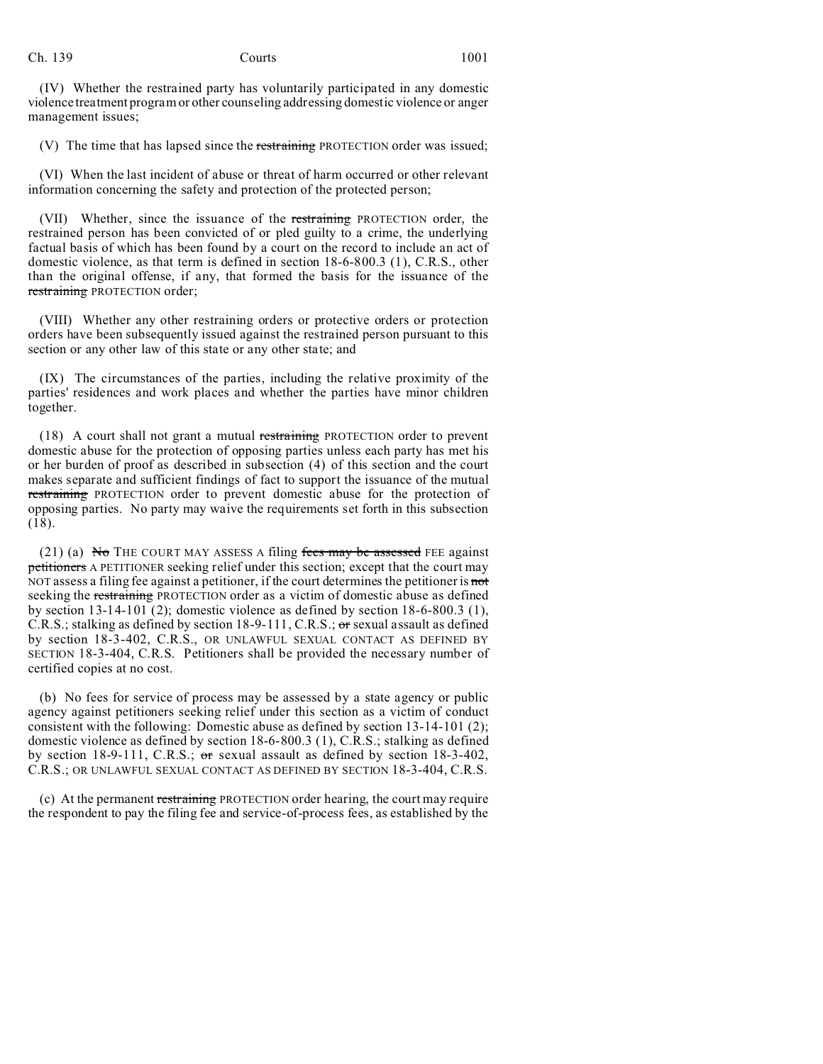(IV) Whether the restrained party has voluntarily participated in any domestic violence treatment program or other counseling addressing domestic violence or anger management issues;

(V) The time that has lapsed since the ~~restraining~~ PROTECTION order was issued;

(VI) When the last incident of abuse or threat of harm occurred or other relevant information concerning the safety and protection of the protected person;

(VII) Whether, since the issuance of the ~~restraining~~ PROTECTION order, the restrained person has been convicted of or pled guilty to a crime, the underlying factual basis of which has been found by a court on the record to include an act of domestic violence, as that term is defined in section 18-6-800.3 (1), C.R.S., other than the original offense, if any, that formed the basis for the issuance of the ~~restraining~~ PROTECTION order;

(VIII) Whether any other restraining orders or protective orders or protection orders have been subsequently issued against the restrained person pursuant to this section or any other law of this state or any other state; and

(IX) The circumstances of the parties, including the relative proximity of the parties' residences and work places and whether the parties have minor children together.

(18) A court shall not grant a mutual ~~restraining~~ PROTECTION order to prevent domestic abuse for the protection of opposing parties unless each party has met his or her burden of proof as described in subsection (4) of this section and the court makes separate and sufficient findings of fact to support the issuance of the mutual ~~restraining~~ PROTECTION order to prevent domestic abuse for the protection of opposing parties. No party may waive the requirements set forth in this subsection (18).

(21) (a) ~~No~~ THE COURT MAY ASSESS A filing ~~fees may be assessed~~ FEE against ~~petitioners~~ A PETITIONER seeking relief under this section; except that the court may NOT assess a filing fee against a petitioner, if the court determines the petitioner is ~~not~~ seeking the ~~restraining~~ PROTECTION order as a victim of domestic abuse as defined by section 13-14-101 (2); domestic violence as defined by section 18-6-800.3 (1), C.R.S.; stalking as defined by section 18-9-111, C.R.S.; ~~or~~ sexual assault as defined by section 18-3-402, C.R.S., OR UNLAWFUL SEXUAL CONTACT AS DEFINED BY SECTION 18-3-404, C.R.S. Petitioners shall be provided the necessary number of certified copies at no cost.

(b) No fees for service of process may be assessed by a state agency or public agency against petitioners seeking relief under this section as a victim of conduct consistent with the following: Domestic abuse as defined by section 13-14-101 (2); domestic violence as defined by section 18-6-800.3 (1), C.R.S.; stalking as defined by section 18-9-111, C.R.S.; ~~or~~ sexual assault as defined by section 18-3-402, C.R.S.; OR UNLAWFUL SEXUAL CONTACT AS DEFINED BY SECTION 18-3-404, C.R.S.

(c) At the permanent ~~restraining~~ PROTECTION order hearing, the court may require the respondent to pay the filing fee and service-of-process fees, as established by the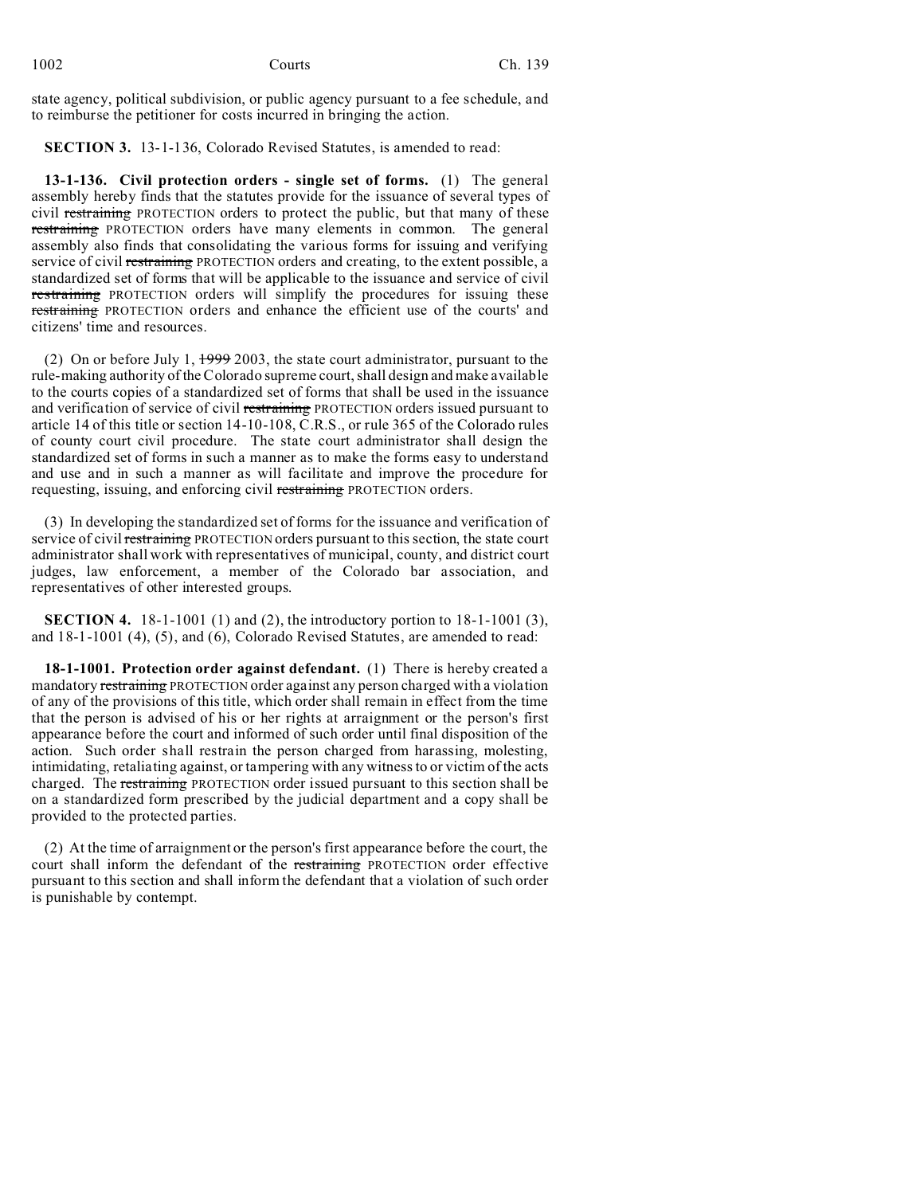state agency, political subdivision, or public agency pursuant to a fee schedule, and to reimburse the petitioner for costs incurred in bringing the action.

**SECTION 3.** 13-1-136, Colorado Revised Statutes, is amended to read:

**13-1-136. Civil protection orders - single set of forms.** (1) The general assembly hereby finds that the statutes provide for the issuance of several types of civil ~~restraining~~ PROTECTION orders to protect the public, but that many of these ~~restraining~~ PROTECTION orders have many elements in common. The general assembly also finds that consolidating the various forms for issuing and verifying service of civil ~~restraining~~ PROTECTION orders and creating, to the extent possible, a standardized set of forms that will be applicable to the issuance and service of civil ~~restraining~~ PROTECTION orders will simplify the procedures for issuing these ~~restraining~~ PROTECTION orders and enhance the efficient use of the courts' and citizens' time and resources.

(2) On or before July 1, ~~1999~~ 2003, the state court administrator, pursuant to the rule-making authority of the Colorado supreme court, shall design and make available to the courts copies of a standardized set of forms that shall be used in the issuance and verification of service of civil ~~restraining~~ PROTECTION orders issued pursuant to article 14 of this title or section 14-10-108, C.R.S., or rule 365 of the Colorado rules of county court civil procedure. The state court administrator shall design the standardized set of forms in such a manner as to make the forms easy to understand and use and in such a manner as will facilitate and improve the procedure for requesting, issuing, and enforcing civil ~~restraining~~ PROTECTION orders.

(3) In developing the standardized set of forms for the issuance and verification of service of civil ~~restraining~~ PROTECTION orders pursuant to this section, the state court administrator shall work with representatives of municipal, county, and district court judges, law enforcement, a member of the Colorado bar association, and representatives of other interested groups.

**SECTION 4.** 18-1-1001 (1) and (2), the introductory portion to 18-1-1001 (3), and 18-1-1001 (4), (5), and (6), Colorado Revised Statutes, are amended to read:

**18-1-1001. Protection order against defendant.** (1) There is hereby created a mandatory ~~restraining~~ PROTECTION order against any person charged with a violation of any of the provisions of this title, which order shall remain in effect from the time that the person is advised of his or her rights at arraignment or the person's first appearance before the court and informed of such order until final disposition of the action. Such order shall restrain the person charged from harassing, molesting, intimidating, retaliating against, or tampering with any witness to or victim of the acts charged. The ~~restraining~~ PROTECTION order issued pursuant to this section shall be on a standardized form prescribed by the judicial department and a copy shall be provided to the protected parties.

(2) At the time of arraignment or the person's first appearance before the court, the court shall inform the defendant of the ~~restraining~~ PROTECTION order effective pursuant to this section and shall inform the defendant that a violation of such order is punishable by contempt.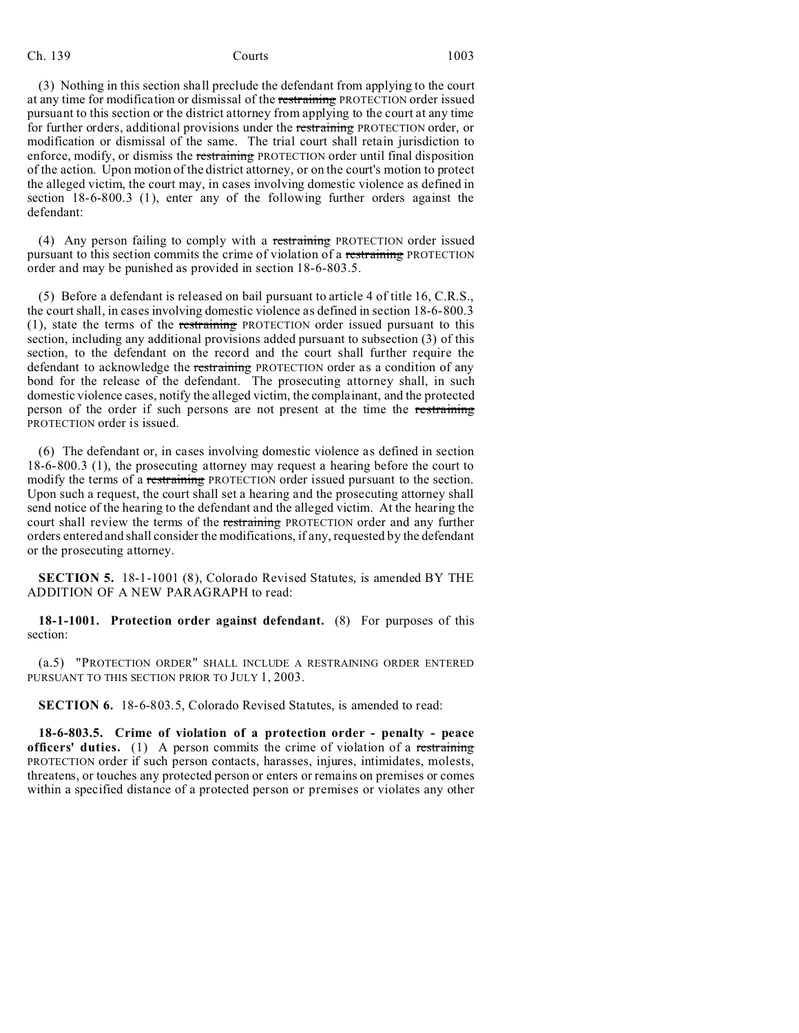(3) Nothing in this section shall preclude the defendant from applying to the court at any time for modification or dismissal of the ~~restraining~~ PROTECTION order issued pursuant to this section or the district attorney from applying to the court at any time for further orders, additional provisions under the ~~restraining~~ PROTECTION order, or modification or dismissal of the same. The trial court shall retain jurisdiction to enforce, modify, or dismiss the ~~restraining~~ PROTECTION order until final disposition of the action. Upon motion of the district attorney, or on the court's motion to protect the alleged victim, the court may, in cases involving domestic violence as defined in section 18-6-800.3 (1), enter any of the following further orders against the defendant:

(4) Any person failing to comply with a ~~restraining~~ PROTECTION order issued pursuant to this section commits the crime of violation of a ~~restraining~~ PROTECTION order and may be punished as provided in section 18-6-803.5.

(5) Before a defendant is released on bail pursuant to article 4 of title 16, C.R.S., the court shall, in cases involving domestic violence as defined in section 18-6-800.3 (1), state the terms of the ~~restraining~~ PROTECTION order issued pursuant to this section, including any additional provisions added pursuant to subsection (3) of this section, to the defendant on the record and the court shall further require the defendant to acknowledge the ~~restraining~~ PROTECTION order as a condition of any bond for the release of the defendant. The prosecuting attorney shall, in such domestic violence cases, notify the alleged victim, the complainant, and the protected person of the order if such persons are not present at the time the ~~restraining~~ PROTECTION order is issued.

(6) The defendant or, in cases involving domestic violence as defined in section 18-6-800.3 (1), the prosecuting attorney may request a hearing before the court to modify the terms of a ~~restraining~~ PROTECTION order issued pursuant to the section. Upon such a request, the court shall set a hearing and the prosecuting attorney shall send notice of the hearing to the defendant and the alleged victim. At the hearing the court shall review the terms of the ~~restraining~~ PROTECTION order and any further orders entered and shall consider the modifications, if any, requested by the defendant or the prosecuting attorney.

**SECTION 5.** 18-1-1001 (8), Colorado Revised Statutes, is amended BY THE ADDITION OF A NEW PARAGRAPH to read:

**18-1-1001. Protection order against defendant.** (8) For purposes of this section:

(a.5) "PROTECTION ORDER" SHALL INCLUDE A RESTRAINING ORDER ENTERED PURSUANT TO THIS SECTION PRIOR TO JULY 1, 2003.

**SECTION 6.** 18-6-803.5, Colorado Revised Statutes, is amended to read:

**18-6-803.5. Crime of violation of a protection order - penalty - peace officers' duties.** (1) A person commits the crime of violation of a ~~restraining~~ PROTECTION order if such person contacts, harasses, injures, intimidates, molests, threatens, or touches any protected person or enters or remains on premises or comes within a specified distance of a protected person or premises or violates any other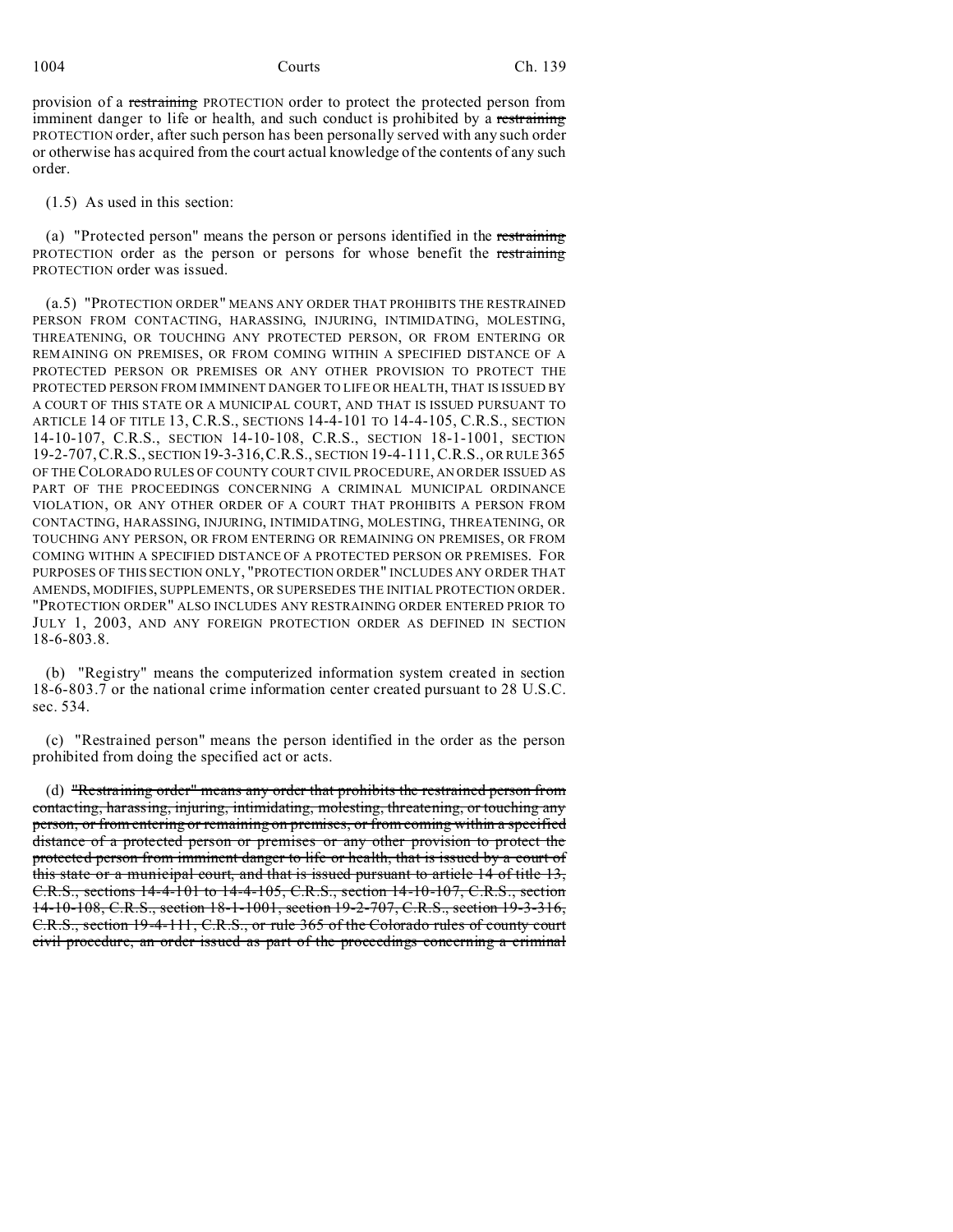provision of a ~~restraining~~ PROTECTION order to protect the protected person from imminent danger to life or health, and such conduct is prohibited by a ~~restraining~~ PROTECTION order, after such person has been personally served with any such order or otherwise has acquired from the court actual knowledge of the contents of any such order.

(1.5) As used in this section:

(a) "Protected person" means the person or persons identified in the ~~restraining~~ PROTECTION order as the person or persons for whose benefit the ~~restraining~~ PROTECTION order was issued.

(a.5) "PROTECTION ORDER" MEANS ANY ORDER THAT PROHIBITS THE RESTRAINED PERSON FROM CONTACTING, HARASSING, INJURING, INTIMIDATING, MOLESTING, THREATENING, OR TOUCHING ANY PROTECTED PERSON, OR FROM ENTERING OR REMAINING ON PREMISES, OR FROM COMING WITHIN A SPECIFIED DISTANCE OF A PROTECTED PERSON OR PREMISES OR ANY OTHER PROVISION TO PROTECT THE PROTECTED PERSON FROM IMMINENT DANGER TO LIFE OR HEALTH, THAT IS ISSUED BY A COURT OF THIS STATE OR A MUNICIPAL COURT, AND THAT IS ISSUED PURSUANT TO ARTICLE 14 OF TITLE 13, C.R.S., SECTIONS 14-4-101 TO 14-4-105, C.R.S., SECTION 14-10-107, C.R.S., SECTION 14-10-108, C.R.S., SECTION 18-1-1001, SECTION 19-2-707, C.R.S., SECTION 19-3-316, C.R.S., SECTION 19-4-111, C.R.S., OR RULE 365 OF THE COLORADO RULES OF COUNTY COURT CIVIL PROCEDURE, AN ORDER ISSUED AS PART OF THE PROCEEDINGS CONCERNING A CRIMINAL MUNICIPAL ORDINANCE VIOLATION, OR ANY OTHER ORDER OF A COURT THAT PROHIBITS A PERSON FROM CONTACTING, HARASSING, INJURING, INTIMIDATING, MOLESTING, THREATENING, OR TOUCHING ANY PERSON, OR FROM ENTERING OR REMAINING ON PREMISES, OR FROM COMING WITHIN A SPECIFIED DISTANCE OF A PROTECTED PERSON OR PREMISES. FOR PURPOSES OF THIS SECTION ONLY, "PROTECTION ORDER" INCLUDES ANY ORDER THAT AMENDS, MODIFIES, SUPPLEMENTS, OR SUPERSEDES THE INITIAL PROTECTION ORDER. "PROTECTION ORDER" ALSO INCLUDES ANY RESTRAINING ORDER ENTERED PRIOR TO JULY 1, 2003, AND ANY FOREIGN PROTECTION ORDER AS DEFINED IN SECTION 18-6-803.8.

(b) "Registry" means the computerized information system created in section 18-6-803.7 or the national crime information center created pursuant to 28 U.S.C. sec. 534.

(c) "Restrained person" means the person identified in the order as the person prohibited from doing the specified act or acts.

(d) ~~"Restraining order" means any order that prohibits the restrained person from contacting, harassing, injuring, intimidating, molesting, threatening, or touching any person, or from entering or remaining on premises, or from coming within a specified distance of a protected person or premises or any other provision to protect the protected person from imminent danger to life or health, that is issued by a court of this state or a municipal court, and that is issued pursuant to article 14 of title 13, C.R.S., sections 14-4-101 to 14-4-105, C.R.S., section 14-10-107, C.R.S., section 14-10-108, C.R.S., section 18-1-1001, section 19-2-707, C.R.S., section 19-3-316, C.R.S., section 19-4-111, C.R.S., or rule 365 of the Colorado rules of county court civil procedure, an order issued as part of the proceedings concerning a criminal~~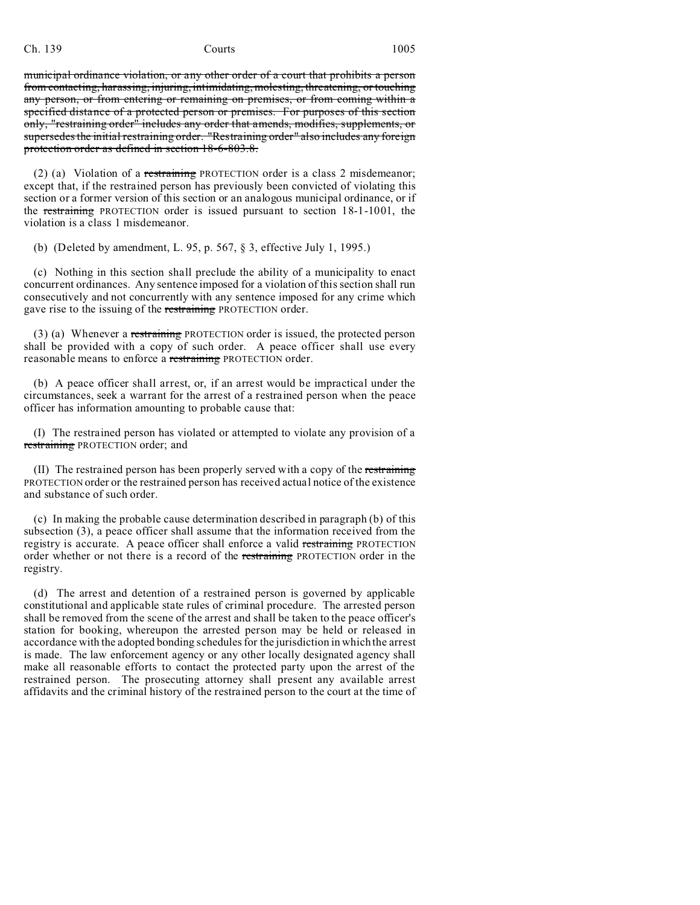~~municipal ordinance violation, or any other order of a court that prohibits a person from contacting, harassing, injuring, intimidating, molesting, threatening, or touching any person, or from entering or remaining on premises, or from coming within a specified distance of a protected person or premises. For purposes of this section only, "restraining order" includes any order that amends, modifies, supplements, or supersedes the initial restraining order. "Restraining order" also includes any foreign protection order as defined in section 18-6-803.8.~~

(2) (a) Violation of a ~~restraining~~ PROTECTION order is a class 2 misdemeanor; except that, if the restrained person has previously been convicted of violating this section or a former version of this section or an analogous municipal ordinance, or if the ~~restraining~~ PROTECTION order is issued pursuant to section 18-1-1001, the violation is a class 1 misdemeanor.

(b) (Deleted by amendment, L. 95, p. 567, § 3, effective July 1, 1995.)

(c) Nothing in this section shall preclude the ability of a municipality to enact concurrent ordinances. Any sentence imposed for a violation of this section shall run consecutively and not concurrently with any sentence imposed for any crime which gave rise to the issuing of the ~~restraining~~ PROTECTION order.

(3) (a) Whenever a ~~restraining~~ PROTECTION order is issued, the protected person shall be provided with a copy of such order. A peace officer shall use every reasonable means to enforce a ~~restraining~~ PROTECTION order.

(b) A peace officer shall arrest, or, if an arrest would be impractical under the circumstances, seek a warrant for the arrest of a restrained person when the peace officer has information amounting to probable cause that:

(I) The restrained person has violated or attempted to violate any provision of a ~~restraining~~ PROTECTION order; and

(II) The restrained person has been properly served with a copy of the ~~restraining~~ PROTECTION order or the restrained person has received actual notice of the existence and substance of such order.

(c) In making the probable cause determination described in paragraph (b) of this subsection (3), a peace officer shall assume that the information received from the registry is accurate. A peace officer shall enforce a valid ~~restraining~~ PROTECTION order whether or not there is a record of the ~~restraining~~ PROTECTION order in the registry.

(d) The arrest and detention of a restrained person is governed by applicable constitutional and applicable state rules of criminal procedure. The arrested person shall be removed from the scene of the arrest and shall be taken to the peace officer's station for booking, whereupon the arrested person may be held or released in accordance with the adopted bonding schedules for the jurisdiction in which the arrest is made. The law enforcement agency or any other locally designated agency shall make all reasonable efforts to contact the protected party upon the arrest of the restrained person. The prosecuting attorney shall present any available arrest affidavits and the criminal history of the restrained person to the court at the time of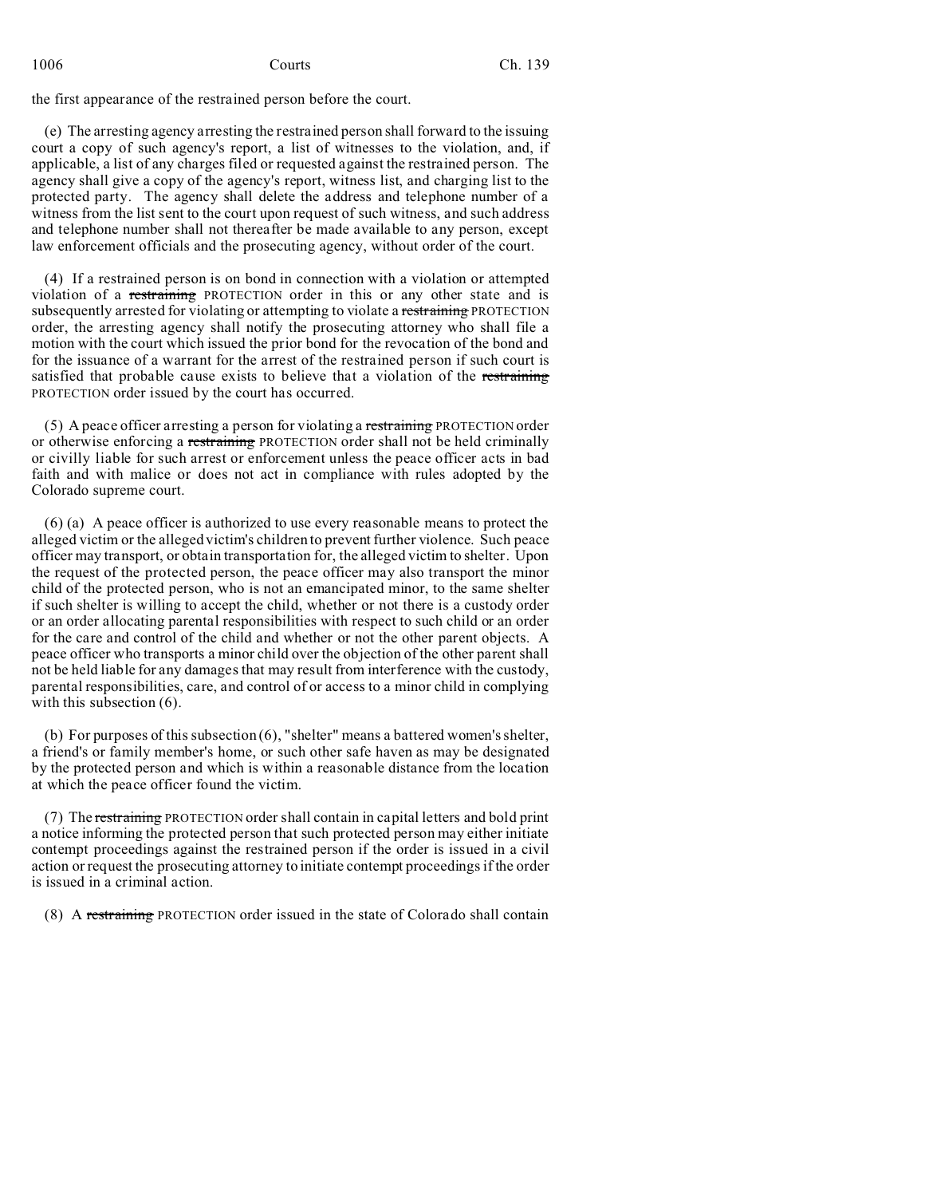the first appearance of the restrained person before the court.

(e) The arresting agency arresting the restrained person shall forward to the issuing court a copy of such agency's report, a list of witnesses to the violation, and, if applicable, a list of any charges filed or requested against the restrained person. The agency shall give a copy of the agency's report, witness list, and charging list to the protected party. The agency shall delete the address and telephone number of a witness from the list sent to the court upon request of such witness, and such address and telephone number shall not thereafter be made available to any person, except law enforcement officials and the prosecuting agency, without order of the court.

(4) If a restrained person is on bond in connection with a violation or attempted violation of a ~~restraining~~ PROTECTION order in this or any other state and is subsequently arrested for violating or attempting to violate a ~~restraining~~ PROTECTION order, the arresting agency shall notify the prosecuting attorney who shall file a motion with the court which issued the prior bond for the revocation of the bond and for the issuance of a warrant for the arrest of the restrained person if such court is satisfied that probable cause exists to believe that a violation of the ~~restraining~~ PROTECTION order issued by the court has occurred.

(5) A peace officer arresting a person for violating a ~~restraining~~ PROTECTION order or otherwise enforcing a ~~restraining~~ PROTECTION order shall not be held criminally or civilly liable for such arrest or enforcement unless the peace officer acts in bad faith and with malice or does not act in compliance with rules adopted by the Colorado supreme court.

(6) (a) A peace officer is authorized to use every reasonable means to protect the alleged victim or the alleged victim's children to prevent further violence. Such peace officer may transport, or obtain transportation for, the alleged victim to shelter. Upon the request of the protected person, the peace officer may also transport the minor child of the protected person, who is not an emancipated minor, to the same shelter if such shelter is willing to accept the child, whether or not there is a custody order or an order allocating parental responsibilities with respect to such child or an order for the care and control of the child and whether or not the other parent objects. A peace officer who transports a minor child over the objection of the other parent shall not be held liable for any damages that may result from interference with the custody, parental responsibilities, care, and control of or access to a minor child in complying with this subsection (6).

(b) For purposes of this subsection (6), "shelter" means a battered women's shelter, a friend's or family member's home, or such other safe haven as may be designated by the protected person and which is within a reasonable distance from the location at which the peace officer found the victim.

(7) The ~~restraining~~ PROTECTION order shall contain in capital letters and bold print a notice informing the protected person that such protected person may either initiate contempt proceedings against the restrained person if the order is issued in a civil action or request the prosecuting attorney to initiate contempt proceedings if the order is issued in a criminal action.

(8) A ~~restraining~~ PROTECTION order issued in the state of Colorado shall contain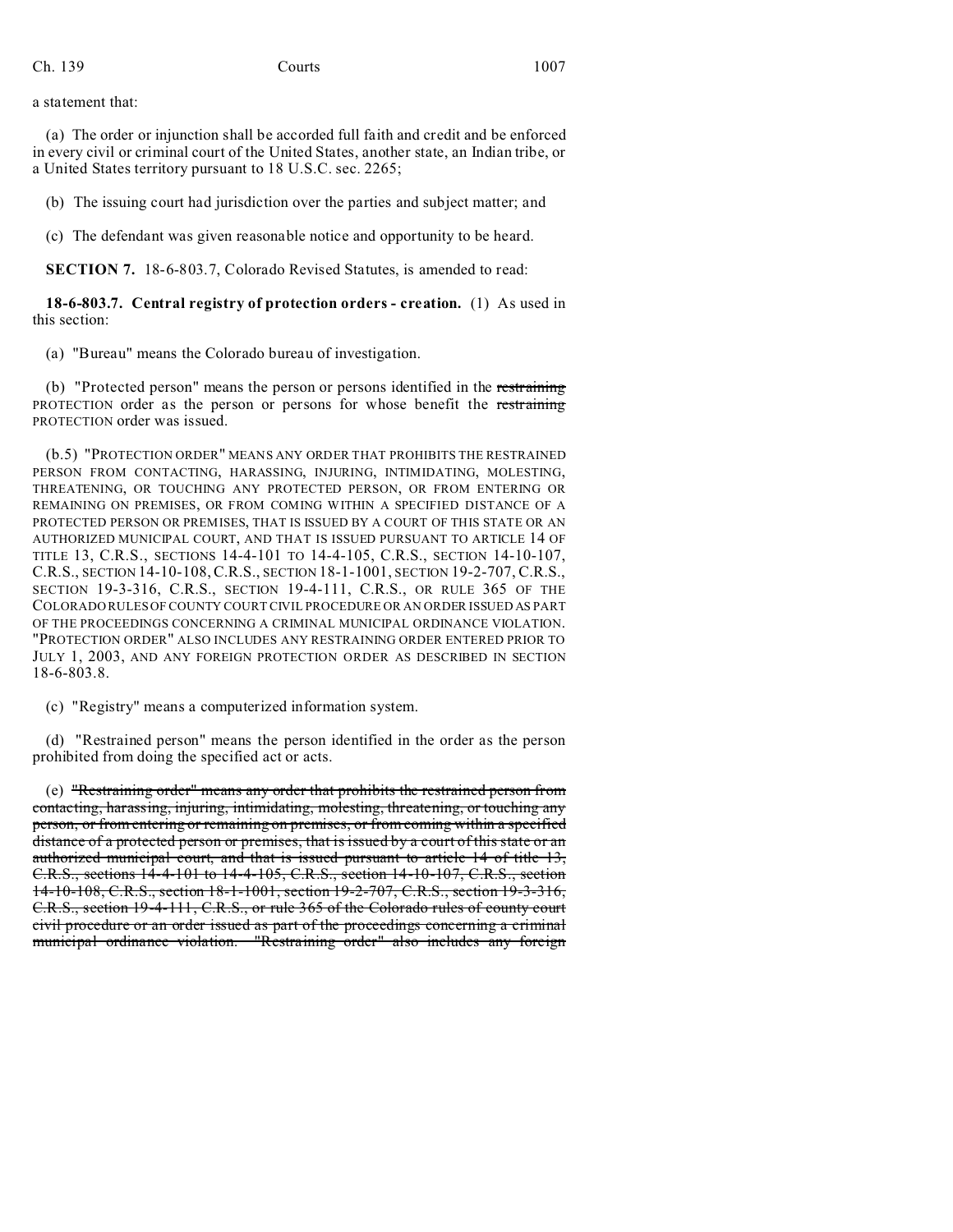a statement that:

(a) The order or injunction shall be accorded full faith and credit and be enforced in every civil or criminal court of the United States, another state, an Indian tribe, or a United States territory pursuant to 18 U.S.C. sec. 2265;

(b) The issuing court had jurisdiction over the parties and subject matter; and

(c) The defendant was given reasonable notice and opportunity to be heard.

**SECTION 7.** 18-6-803.7, Colorado Revised Statutes, is amended to read:

**18-6-803.7. Central registry of protection orders - creation.** (1) As used in this section:

(a) "Bureau" means the Colorado bureau of investigation.

(b) "Protected person" means the person or persons identified in the ~~restraining~~ PROTECTION order as the person or persons for whose benefit the ~~restraining~~ PROTECTION order was issued.

(b.5) "PROTECTION ORDER" MEANS ANY ORDER THAT PROHIBITS THE RESTRAINED PERSON FROM CONTACTING, HARASSING, INJURING, INTIMIDATING, MOLESTING, THREATENING, OR TOUCHING ANY PROTECTED PERSON, OR FROM ENTERING OR REMAINING ON PREMISES, OR FROM COMING WITHIN A SPECIFIED DISTANCE OF A PROTECTED PERSON OR PREMISES, THAT IS ISSUED BY A COURT OF THIS STATE OR AN AUTHORIZED MUNICIPAL COURT, AND THAT IS ISSUED PURSUANT TO ARTICLE 14 OF TITLE 13, C.R.S., SECTIONS 14-4-101 TO 14-4-105, C.R.S., SECTION 14-10-107, C.R.S., SECTION 14-10-108, C.R.S., SECTION 18-1-1001, SECTION 19-2-707, C.R.S., SECTION 19-3-316, C.R.S., SECTION 19-4-111, C.R.S., OR RULE 365 OF THE COLORADO RULES OF COUNTY COURT CIVIL PROCEDURE OR AN ORDER ISSUED AS PART OF THE PROCEEDINGS CONCERNING A CRIMINAL MUNICIPAL ORDINANCE VIOLATION. "PROTECTION ORDER" ALSO INCLUDES ANY RESTRAINING ORDER ENTERED PRIOR TO JULY 1, 2003, AND ANY FOREIGN PROTECTION ORDER AS DESCRIBED IN SECTION 18-6-803.8.

(c) "Registry" means a computerized information system.

(d) "Restrained person" means the person identified in the order as the person prohibited from doing the specified act or acts.

(e) ~~"Restraining order" means any order that prohibits the restrained person from contacting, harassing, injuring, intimidating, molesting, threatening, or touching any person, or from entering or remaining on premises, or from coming within a specified distance of a protected person or premises, that is issued by a court of this state or an authorized municipal court, and that is issued pursuant to article 14 of title 13, C.R.S., sections 14-4-101 to 14-4-105, C.R.S., section 14-10-107, C.R.S., section 14-10-108, C.R.S., section 18-1-1001, section 19-2-707, C.R.S., section 19-3-316, C.R.S., section 19-4-111, C.R.S., or rule 365 of the Colorado rules of county court civil procedure or an order issued as part of the proceedings concerning a criminal municipal ordinance violation. "Restraining order" also includes any foreign~~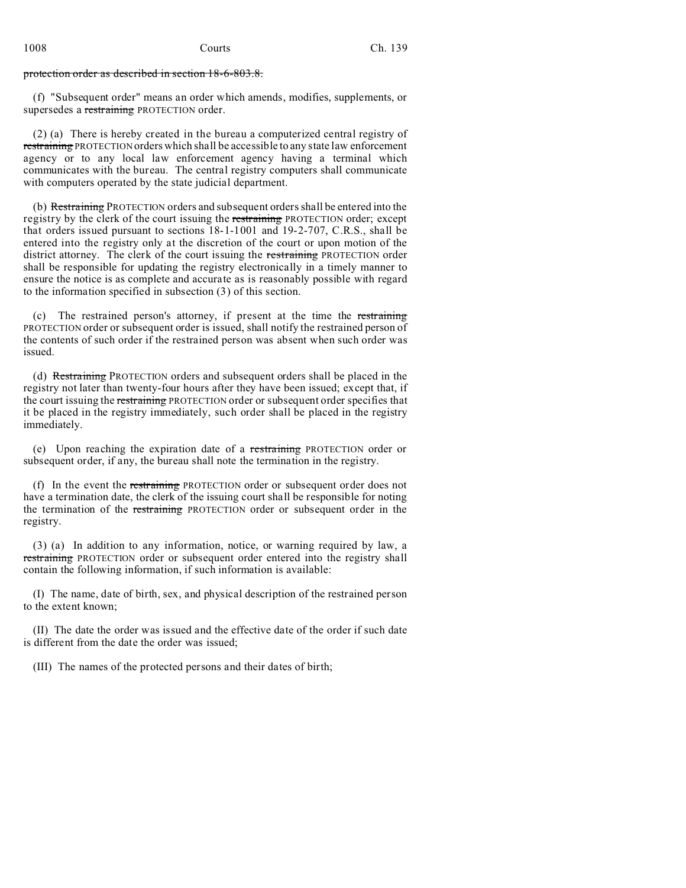~~protection order as described in section 18-6-803.8.~~

(f) "Subsequent order" means an order which amends, modifies, supplements, or supersedes a ~~restraining~~ PROTECTION order.

(2) (a) There is hereby created in the bureau a computerized central registry of ~~restraining~~ PROTECTION orders which shall be accessible to any state law enforcement agency or to any local law enforcement agency having a terminal which communicates with the bureau. The central registry computers shall communicate with computers operated by the state judicial department.

(b) ~~Restraining~~ PROTECTION orders and subsequent orders shall be entered into the registry by the clerk of the court issuing the ~~restraining~~ PROTECTION order; except that orders issued pursuant to sections 18-1-1001 and 19-2-707, C.R.S., shall be entered into the registry only at the discretion of the court or upon motion of the district attorney. The clerk of the court issuing the ~~restraining~~ PROTECTION order shall be responsible for updating the registry electronically in a timely manner to ensure the notice is as complete and accurate as is reasonably possible with regard to the information specified in subsection (3) of this section.

(c) The restrained person's attorney, if present at the time the ~~restraining~~ PROTECTION order or subsequent order is issued, shall notify the restrained person of the contents of such order if the restrained person was absent when such order was issued.

(d) ~~Restraining~~ PROTECTION orders and subsequent orders shall be placed in the registry not later than twenty-four hours after they have been issued; except that, if the court issuing the ~~restraining~~ PROTECTION order or subsequent order specifies that it be placed in the registry immediately, such order shall be placed in the registry immediately.

(e) Upon reaching the expiration date of a ~~restraining~~ PROTECTION order or subsequent order, if any, the bureau shall note the termination in the registry.

(f) In the event the ~~restraining~~ PROTECTION order or subsequent order does not have a termination date, the clerk of the issuing court shall be responsible for noting the termination of the ~~restraining~~ PROTECTION order or subsequent order in the registry.

(3) (a) In addition to any information, notice, or warning required by law, a ~~restraining~~ PROTECTION order or subsequent order entered into the registry shall contain the following information, if such information is available:

(I) The name, date of birth, sex, and physical description of the restrained person to the extent known;

(II) The date the order was issued and the effective date of the order if such date is different from the date the order was issued;

(III) The names of the protected persons and their dates of birth;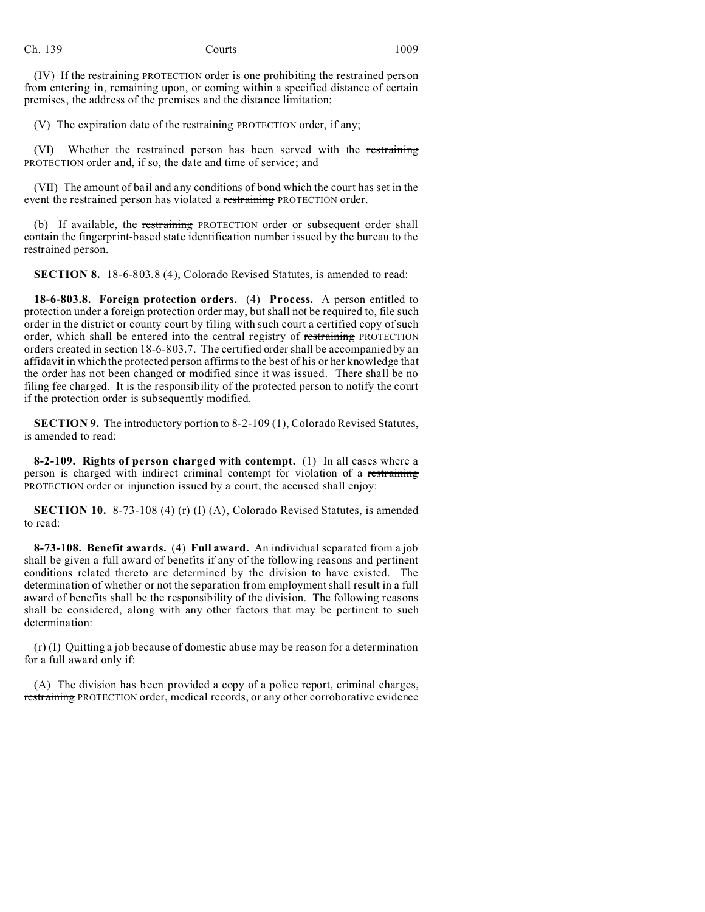(IV) If the ~~restraining~~ PROTECTION order is one prohibiting the restrained person from entering in, remaining upon, or coming within a specified distance of certain premises, the address of the premises and the distance limitation;

(V) The expiration date of the ~~restraining~~ PROTECTION order, if any;

(VI) Whether the restrained person has been served with the ~~restraining~~ PROTECTION order and, if so, the date and time of service; and

(VII) The amount of bail and any conditions of bond which the court has set in the event the restrained person has violated a ~~restraining~~ PROTECTION order.

(b) If available, the ~~restraining~~ PROTECTION order or subsequent order shall contain the fingerprint-based state identification number issued by the bureau to the restrained person.

**SECTION 8.** 18-6-803.8 (4), Colorado Revised Statutes, is amended to read:

**18-6-803.8. Foreign protection orders.** (4) **Process.** A person entitled to protection under a foreign protection order may, but shall not be required to, file such order in the district or county court by filing with such court a certified copy of such order, which shall be entered into the central registry of ~~restraining~~ PROTECTION orders created in section 18-6-803.7. The certified order shall be accompanied by an affidavit in which the protected person affirms to the best of his or her knowledge that the order has not been changed or modified since it was issued. There shall be no filing fee charged. It is the responsibility of the protected person to notify the court if the protection order is subsequently modified.

**SECTION 9.** The introductory portion to 8-2-109 (1), Colorado Revised Statutes, is amended to read:

**8-2-109. Rights of person charged with contempt.** (1) In all cases where a person is charged with indirect criminal contempt for violation of a ~~restraining~~ PROTECTION order or injunction issued by a court, the accused shall enjoy:

**SECTION 10.** 8-73-108 (4) (r) (I) (A), Colorado Revised Statutes, is amended to read:

**8-73-108. Benefit awards.** (4) **Full award.** An individual separated from a job shall be given a full award of benefits if any of the following reasons and pertinent conditions related thereto are determined by the division to have existed. The determination of whether or not the separation from employment shall result in a full award of benefits shall be the responsibility of the division. The following reasons shall be considered, along with any other factors that may be pertinent to such determination:

(r) (I) Quitting a job because of domestic abuse may be reason for a determination for a full award only if:

(A) The division has been provided a copy of a police report, criminal charges, ~~restraining~~ PROTECTION order, medical records, or any other corroborative evidence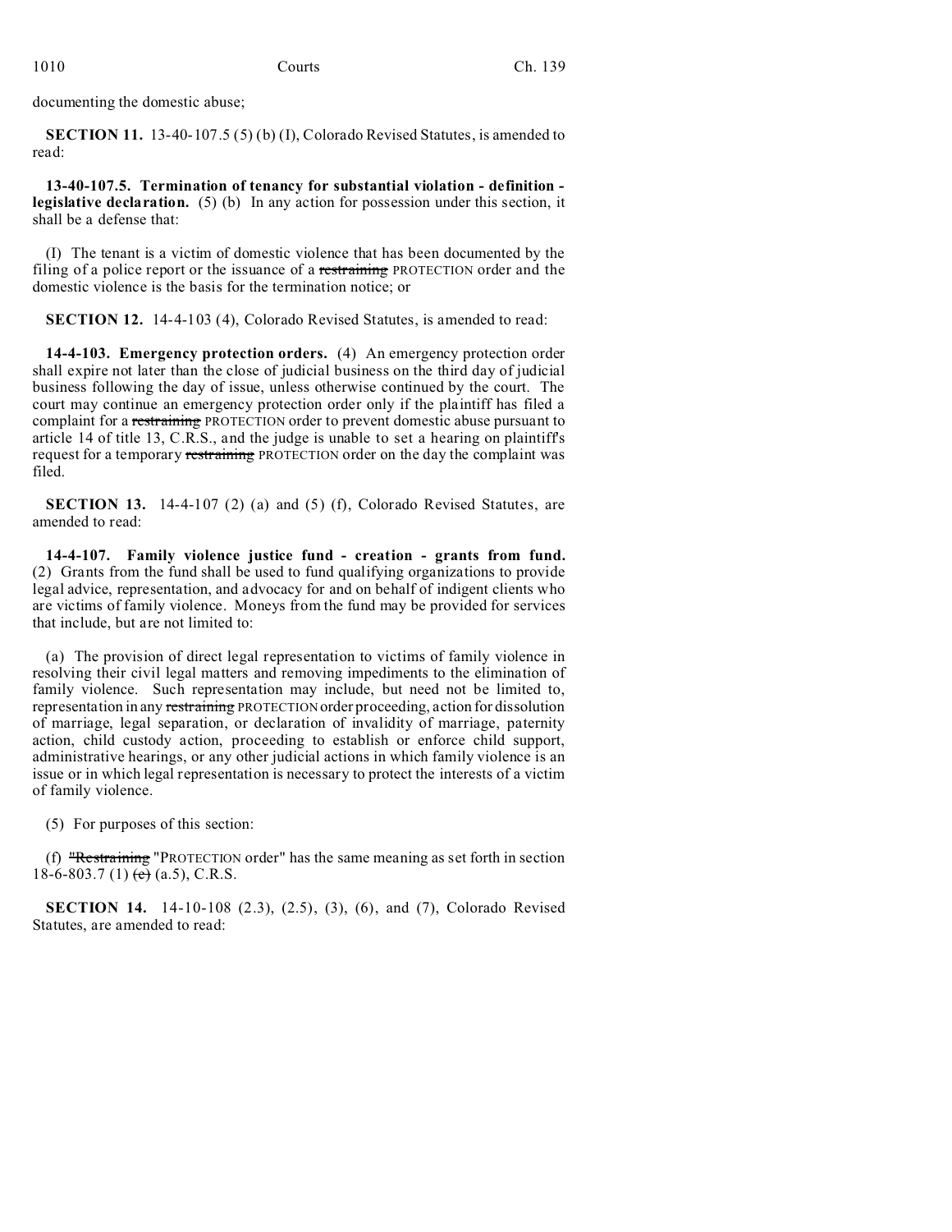documenting the domestic abuse;

**SECTION 11.** 13-40-107.5 (5) (b) (I), Colorado Revised Statutes, is amended to read:

**13-40-107.5. Termination of tenancy for substantial violation - definition - legislative declaration.** (5) (b) In any action for possession under this section, it shall be a defense that:

(I) The tenant is a victim of domestic violence that has been documented by the filing of a police report or the issuance of a ~~restraining~~ PROTECTION order and the domestic violence is the basis for the termination notice; or

**SECTION 12.** 14-4-103 (4), Colorado Revised Statutes, is amended to read:

**14-4-103. Emergency protection orders.** (4) An emergency protection order shall expire not later than the close of judicial business on the third day of judicial business following the day of issue, unless otherwise continued by the court. The court may continue an emergency protection order only if the plaintiff has filed a complaint for a ~~restraining~~ PROTECTION order to prevent domestic abuse pursuant to article 14 of title 13, C.R.S., and the judge is unable to set a hearing on plaintiff's request for a temporary ~~restraining~~ PROTECTION order on the day the complaint was filed.

**SECTION 13.** 14-4-107 (2) (a) and (5) (f), Colorado Revised Statutes, are amended to read:

**14-4-107. Family violence justice fund - creation - grants from fund.** (2) Grants from the fund shall be used to fund qualifying organizations to provide legal advice, representation, and advocacy for and on behalf of indigent clients who are victims of family violence. Moneys from the fund may be provided for services that include, but are not limited to:

(a) The provision of direct legal representation to victims of family violence in resolving their civil legal matters and removing impediments to the elimination of family violence. Such representation may include, but need not be limited to, representation in any ~~restraining~~ PROTECTION order proceeding, action for dissolution of marriage, legal separation, or declaration of invalidity of marriage, paternity action, child custody action, proceeding to establish or enforce child support, administrative hearings, or any other judicial actions in which family violence is an issue or in which legal representation is necessary to protect the interests of a victim of family violence.

(5) For purposes of this section:

(f) ~~"Restraining~~ "PROTECTION order" has the same meaning as set forth in section 18-6-803.7 (1) ~~(c)~~ (a.5), C.R.S.

**SECTION 14.** 14-10-108 (2.3), (2.5), (3), (6), and (7), Colorado Revised Statutes, are amended to read: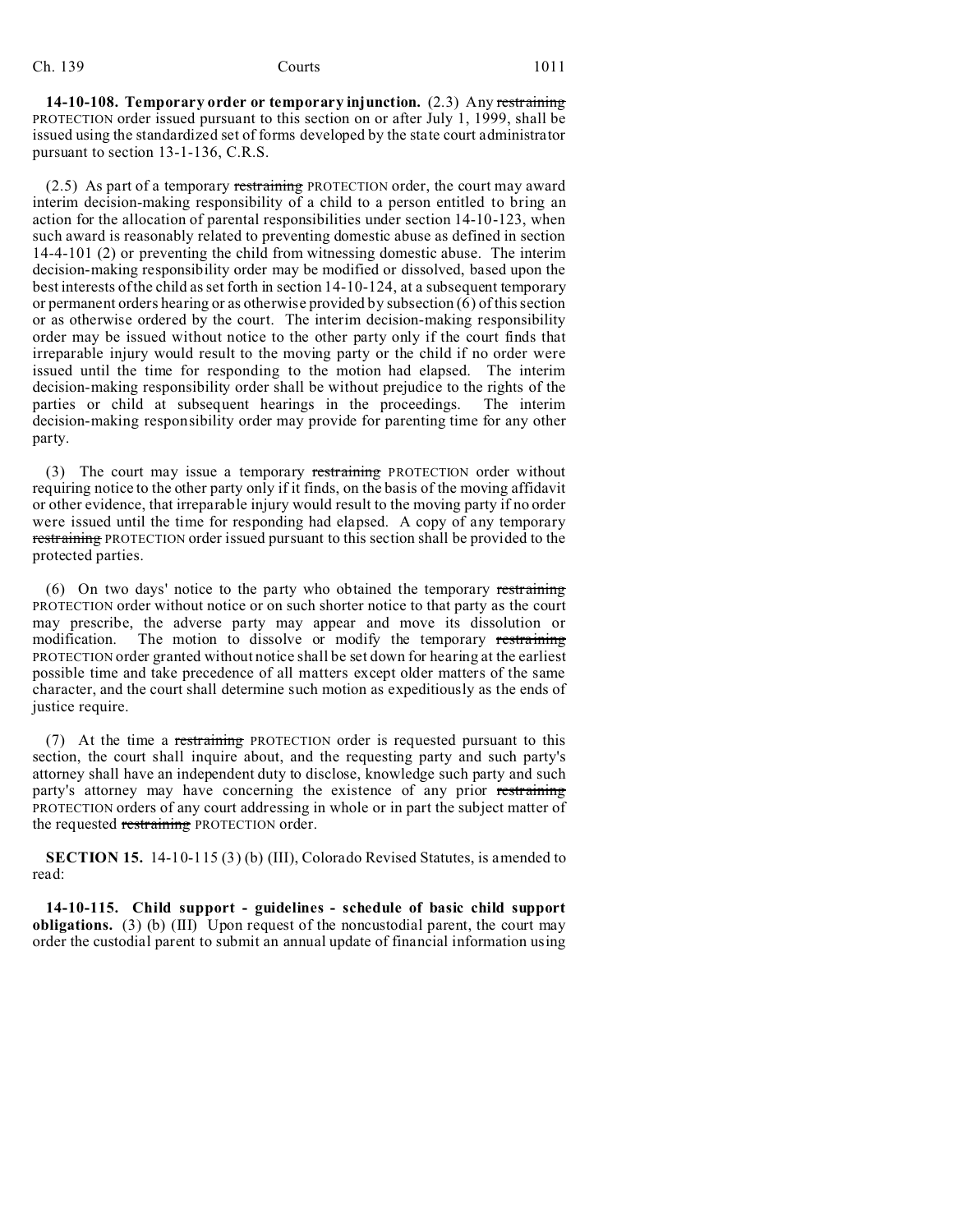**14-10-108. Temporary order or temporary injunction.** (2.3) Any ~~restraining~~ PROTECTION order issued pursuant to this section on or after July 1, 1999, shall be issued using the standardized set of forms developed by the state court administrator pursuant to section 13-1-136, C.R.S.

(2.5) As part of a temporary ~~restraining~~ PROTECTION order, the court may award interim decision-making responsibility of a child to a person entitled to bring an action for the allocation of parental responsibilities under section 14-10-123, when such award is reasonably related to preventing domestic abuse as defined in section 14-4-101 (2) or preventing the child from witnessing domestic abuse. The interim decision-making responsibility order may be modified or dissolved, based upon the best interests of the child as set forth in section 14-10-124, at a subsequent temporary or permanent orders hearing or as otherwise provided by subsection (6) of this section or as otherwise ordered by the court. The interim decision-making responsibility order may be issued without notice to the other party only if the court finds that irreparable injury would result to the moving party or the child if no order were issued until the time for responding to the motion had elapsed. The interim decision-making responsibility order shall be without prejudice to the rights of the parties or child at subsequent hearings in the proceedings. The interim decision-making responsibility order may provide for parenting time for any other party.

(3) The court may issue a temporary ~~restraining~~ PROTECTION order without requiring notice to the other party only if it finds, on the basis of the moving affidavit or other evidence, that irreparable injury would result to the moving party if no order were issued until the time for responding had elapsed. A copy of any temporary ~~restraining~~ PROTECTION order issued pursuant to this section shall be provided to the protected parties.

(6) On two days' notice to the party who obtained the temporary ~~restraining~~ PROTECTION order without notice or on such shorter notice to that party as the court may prescribe, the adverse party may appear and move its dissolution or modification. The motion to dissolve or modify the temporary ~~restraining~~ PROTECTION order granted without notice shall be set down for hearing at the earliest possible time and take precedence of all matters except older matters of the same character, and the court shall determine such motion as expeditiously as the ends of justice require.

(7) At the time a ~~restraining~~ PROTECTION order is requested pursuant to this section, the court shall inquire about, and the requesting party and such party's attorney shall have an independent duty to disclose, knowledge such party and such party's attorney may have concerning the existence of any prior ~~restraining~~ PROTECTION orders of any court addressing in whole or in part the subject matter of the requested ~~restraining~~ PROTECTION order.

**SECTION 15.** 14-10-115 (3) (b) (III), Colorado Revised Statutes, is amended to read:

**14-10-115. Child support - guidelines - schedule of basic child support obligations.** (3) (b) (III) Upon request of the noncustodial parent, the court may order the custodial parent to submit an annual update of financial information using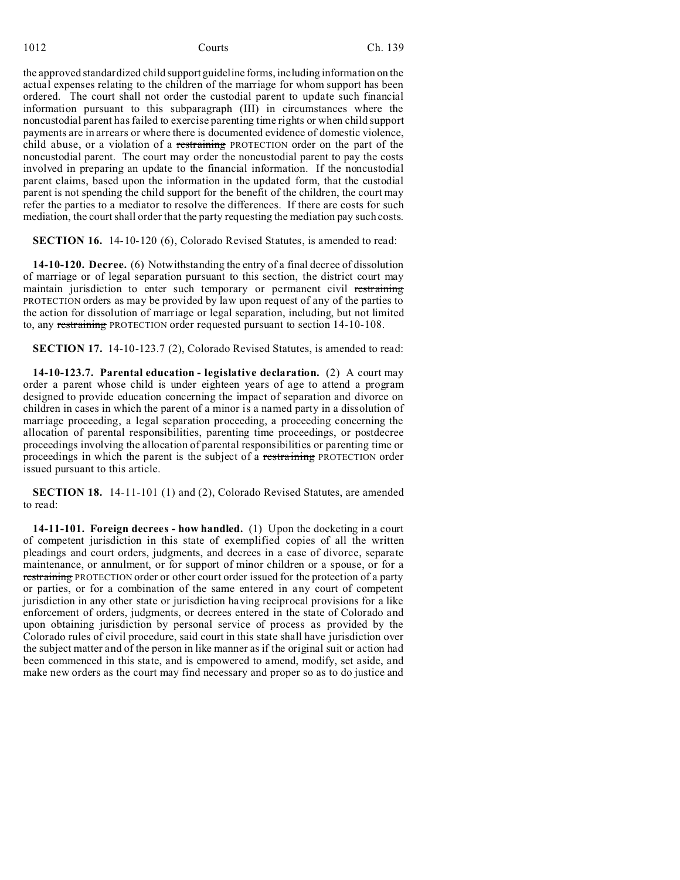the approved standardized child support guideline forms, including information on the actual expenses relating to the children of the marriage for whom support has been ordered. The court shall not order the custodial parent to update such financial information pursuant to this subparagraph (III) in circumstances where the noncustodial parent has failed to exercise parenting time rights or when child support payments are in arrears or where there is documented evidence of domestic violence, child abuse, or a violation of a ~~restraining~~ PROTECTION order on the part of the noncustodial parent. The court may order the noncustodial parent to pay the costs involved in preparing an update to the financial information. If the noncustodial parent claims, based upon the information in the updated form, that the custodial parent is not spending the child support for the benefit of the children, the court may refer the parties to a mediator to resolve the differences. If there are costs for such mediation, the court shall order that the party requesting the mediation pay such costs.

**SECTION 16.** 14-10-120 (6), Colorado Revised Statutes, is amended to read:

**14-10-120. Decree.** (6) Notwithstanding the entry of a final decree of dissolution of marriage or of legal separation pursuant to this section, the district court may maintain jurisdiction to enter such temporary or permanent civil ~~restraining~~ PROTECTION orders as may be provided by law upon request of any of the parties to the action for dissolution of marriage or legal separation, including, but not limited to, any ~~restraining~~ PROTECTION order requested pursuant to section 14-10-108.

**SECTION 17.** 14-10-123.7 (2), Colorado Revised Statutes, is amended to read:

**14-10-123.7. Parental education - legislative declaration.** (2) A court may order a parent whose child is under eighteen years of age to attend a program designed to provide education concerning the impact of separation and divorce on children in cases in which the parent of a minor is a named party in a dissolution of marriage proceeding, a legal separation proceeding, a proceeding concerning the allocation of parental responsibilities, parenting time proceedings, or postdecree proceedings involving the allocation of parental responsibilities or parenting time or proceedings in which the parent is the subject of a ~~restraining~~ PROTECTION order issued pursuant to this article.

**SECTION 18.** 14-11-101 (1) and (2), Colorado Revised Statutes, are amended to read:

**14-11-101. Foreign decrees - how handled.** (1) Upon the docketing in a court of competent jurisdiction in this state of exemplified copies of all the written pleadings and court orders, judgments, and decrees in a case of divorce, separate maintenance, or annulment, or for support of minor children or a spouse, or for a ~~restraining~~ PROTECTION order or other court order issued for the protection of a party or parties, or for a combination of the same entered in any court of competent jurisdiction in any other state or jurisdiction having reciprocal provisions for a like enforcement of orders, judgments, or decrees entered in the state of Colorado and upon obtaining jurisdiction by personal service of process as provided by the Colorado rules of civil procedure, said court in this state shall have jurisdiction over the subject matter and of the person in like manner as if the original suit or action had been commenced in this state, and is empowered to amend, modify, set aside, and make new orders as the court may find necessary and proper so as to do justice and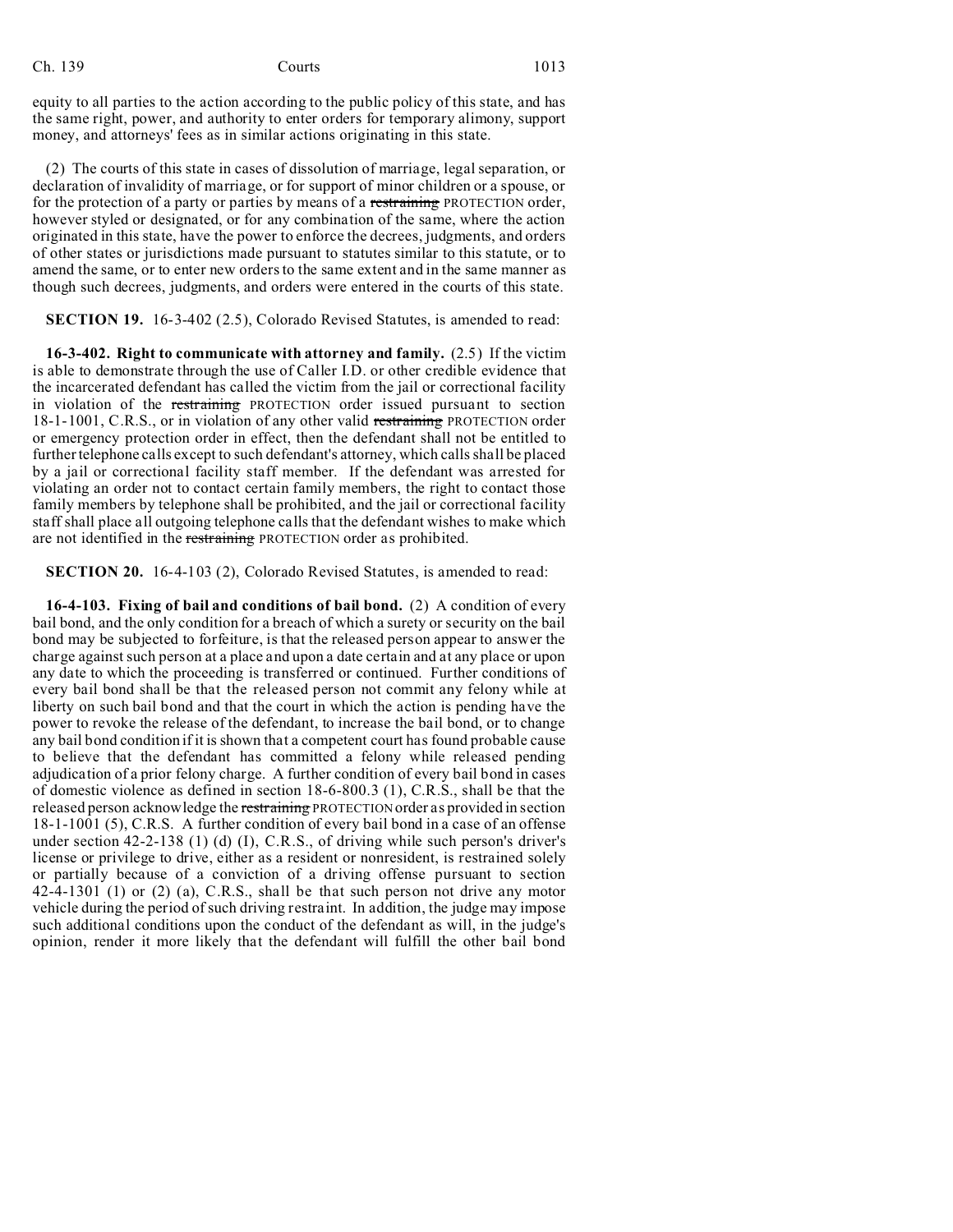equity to all parties to the action according to the public policy of this state, and has the same right, power, and authority to enter orders for temporary alimony, support money, and attorneys' fees as in similar actions originating in this state.

(2) The courts of this state in cases of dissolution of marriage, legal separation, or declaration of invalidity of marriage, or for support of minor children or a spouse, or for the protection of a party or parties by means of a ~~restraining~~ PROTECTION order, however styled or designated, or for any combination of the same, where the action originated in this state, have the power to enforce the decrees, judgments, and orders of other states or jurisdictions made pursuant to statutes similar to this statute, or to amend the same, or to enter new orders to the same extent and in the same manner as though such decrees, judgments, and orders were entered in the courts of this state.

**SECTION 19.** 16-3-402 (2.5), Colorado Revised Statutes, is amended to read:

**16-3-402. Right to communicate with attorney and family.** (2.5) If the victim is able to demonstrate through the use of Caller I.D. or other credible evidence that the incarcerated defendant has called the victim from the jail or correctional facility in violation of the ~~restraining~~ PROTECTION order issued pursuant to section 18-1-1001, C.R.S., or in violation of any other valid ~~restraining~~ PROTECTION order or emergency protection order in effect, then the defendant shall not be entitled to further telephone calls except to such defendant's attorney, which calls shall be placed by a jail or correctional facility staff member. If the defendant was arrested for violating an order not to contact certain family members, the right to contact those family members by telephone shall be prohibited, and the jail or correctional facility staff shall place all outgoing telephone calls that the defendant wishes to make which are not identified in the ~~restraining~~ PROTECTION order as prohibited.

**SECTION 20.** 16-4-103 (2), Colorado Revised Statutes, is amended to read:

**16-4-103. Fixing of bail and conditions of bail bond.** (2) A condition of every bail bond, and the only condition for a breach of which a surety or security on the bail bond may be subjected to forfeiture, is that the released person appear to answer the charge against such person at a place and upon a date certain and at any place or upon any date to which the proceeding is transferred or continued. Further conditions of every bail bond shall be that the released person not commit any felony while at liberty on such bail bond and that the court in which the action is pending have the power to revoke the release of the defendant, to increase the bail bond, or to change any bail bond condition if it is shown that a competent court has found probable cause to believe that the defendant has committed a felony while released pending adjudication of a prior felony charge. A further condition of every bail bond in cases of domestic violence as defined in section 18-6-800.3 (1), C.R.S., shall be that the released person acknowledge the ~~restraining~~ PROTECTION order as provided in section 18-1-1001 (5), C.R.S. A further condition of every bail bond in a case of an offense under section 42-2-138 (1) (d) (I), C.R.S., of driving while such person's driver's license or privilege to drive, either as a resident or nonresident, is restrained solely or partially because of a conviction of a driving offense pursuant to section 42-4-1301 (1) or (2) (a), C.R.S., shall be that such person not drive any motor vehicle during the period of such driving restraint. In addition, the judge may impose such additional conditions upon the conduct of the defendant as will, in the judge's opinion, render it more likely that the defendant will fulfill the other bail bond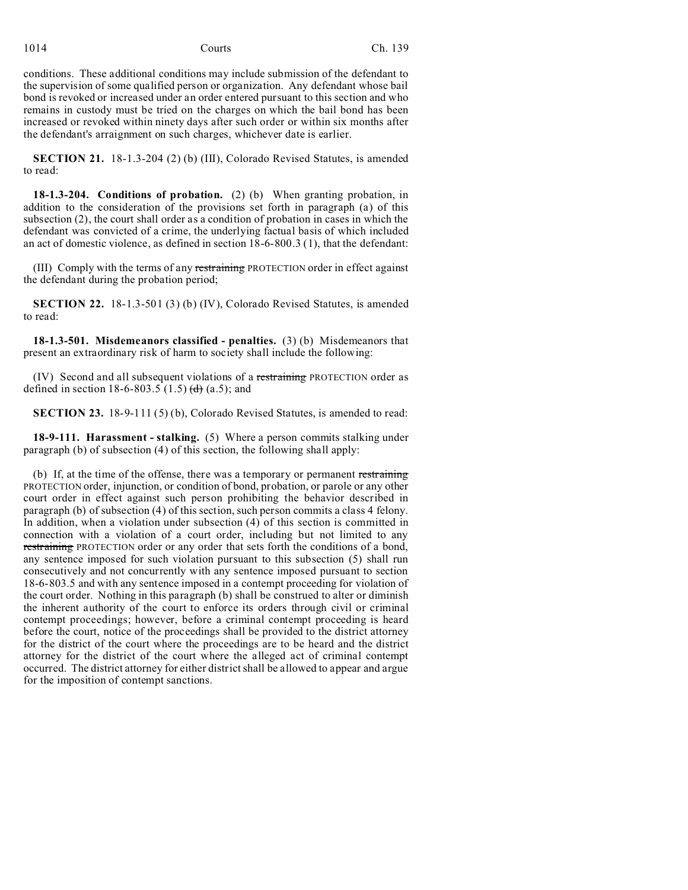conditions. These additional conditions may include submission of the defendant to the supervision of some qualified person or organization. Any defendant whose bail bond is revoked or increased under an order entered pursuant to this section and who remains in custody must be tried on the charges on which the bail bond has been increased or revoked within ninety days after such order or within six months after the defendant's arraignment on such charges, whichever date is earlier.

**SECTION 21.** 18-1.3-204 (2) (b) (III), Colorado Revised Statutes, is amended to read:

**18-1.3-204. Conditions of probation.** (2) (b) When granting probation, in addition to the consideration of the provisions set forth in paragraph (a) of this subsection (2), the court shall order as a condition of probation in cases in which the defendant was convicted of a crime, the underlying factual basis of which included an act of domestic violence, as defined in section 18-6-800.3 (1), that the defendant:

(III) Comply with the terms of any ~~restraining~~ PROTECTION order in effect against the defendant during the probation period;

**SECTION 22.** 18-1.3-501 (3) (b) (IV), Colorado Revised Statutes, is amended to read:

**18-1.3-501. Misdemeanors classified - penalties.** (3) (b) Misdemeanors that present an extraordinary risk of harm to society shall include the following:

(IV) Second and all subsequent violations of a ~~restraining~~ PROTECTION order as defined in section 18-6-803.5 (1.5) ~~(d)~~ (a.5); and

**SECTION 23.** 18-9-111 (5) (b), Colorado Revised Statutes, is amended to read:

**18-9-111. Harassment - stalking.** (5) Where a person commits stalking under paragraph (b) of subsection (4) of this section, the following shall apply:

(b) If, at the time of the offense, there was a temporary or permanent ~~restraining~~ PROTECTION order, injunction, or condition of bond, probation, or parole or any other court order in effect against such person prohibiting the behavior described in paragraph (b) of subsection (4) of this section, such person commits a class 4 felony. In addition, when a violation under subsection (4) of this section is committed in connection with a violation of a court order, including but not limited to any ~~restraining~~ PROTECTION order or any order that sets forth the conditions of a bond, any sentence imposed for such violation pursuant to this subsection (5) shall run consecutively and not concurrently with any sentence imposed pursuant to section 18-6-803.5 and with any sentence imposed in a contempt proceeding for violation of the court order. Nothing in this paragraph (b) shall be construed to alter or diminish the inherent authority of the court to enforce its orders through civil or criminal contempt proceedings; however, before a criminal contempt proceeding is heard before the court, notice of the proceedings shall be provided to the district attorney for the district of the court where the proceedings are to be heard and the district attorney for the district of the court where the alleged act of criminal contempt occurred. The district attorney for either district shall be allowed to appear and argue for the imposition of contempt sanctions.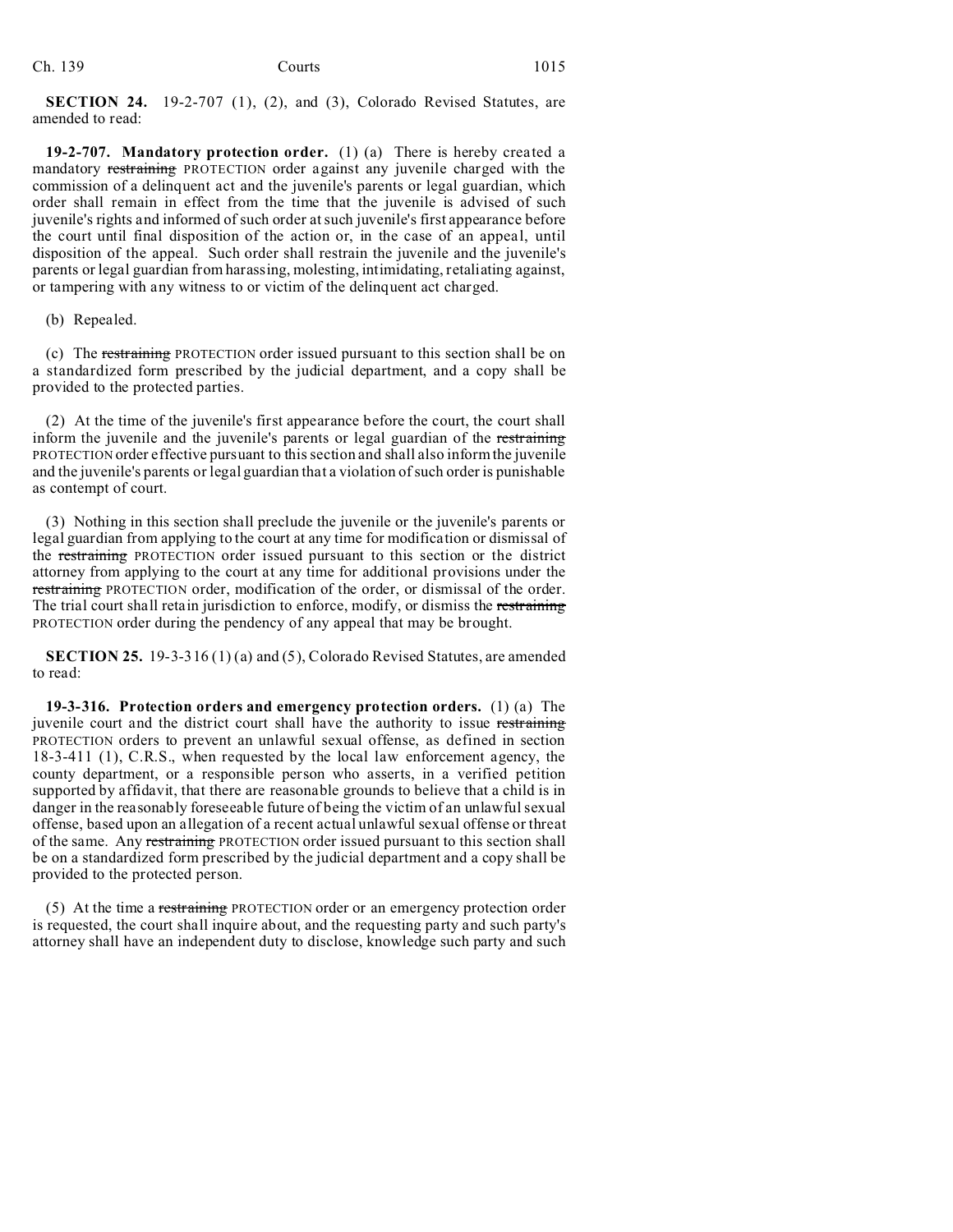**SECTION 24.** 19-2-707 (1), (2), and (3), Colorado Revised Statutes, are amended to read:

**19-2-707. Mandatory protection order.** (1) (a) There is hereby created a mandatory ~~restraining~~ PROTECTION order against any juvenile charged with the commission of a delinquent act and the juvenile's parents or legal guardian, which order shall remain in effect from the time that the juvenile is advised of such juvenile's rights and informed of such order at such juvenile's first appearance before the court until final disposition of the action or, in the case of an appeal, until disposition of the appeal. Such order shall restrain the juvenile and the juvenile's parents or legal guardian from harassing, molesting, intimidating, retaliating against, or tampering with any witness to or victim of the delinquent act charged.

(b) Repealed.

(c) The ~~restraining~~ PROTECTION order issued pursuant to this section shall be on a standardized form prescribed by the judicial department, and a copy shall be provided to the protected parties.

(2) At the time of the juvenile's first appearance before the court, the court shall inform the juvenile and the juvenile's parents or legal guardian of the ~~restraining~~ PROTECTION order effective pursuant to this section and shall also inform the juvenile and the juvenile's parents or legal guardian that a violation of such order is punishable as contempt of court.

(3) Nothing in this section shall preclude the juvenile or the juvenile's parents or legal guardian from applying to the court at any time for modification or dismissal of the ~~restraining~~ PROTECTION order issued pursuant to this section or the district attorney from applying to the court at any time for additional provisions under the ~~restraining~~ PROTECTION order, modification of the order, or dismissal of the order. The trial court shall retain jurisdiction to enforce, modify, or dismiss the ~~restraining~~ PROTECTION order during the pendency of any appeal that may be brought.

**SECTION 25.** 19-3-316 (1) (a) and (5), Colorado Revised Statutes, are amended to read:

**19-3-316. Protection orders and emergency protection orders.** (1) (a) The juvenile court and the district court shall have the authority to issue ~~restraining~~ PROTECTION orders to prevent an unlawful sexual offense, as defined in section 18-3-411 (1), C.R.S., when requested by the local law enforcement agency, the county department, or a responsible person who asserts, in a verified petition supported by affidavit, that there are reasonable grounds to believe that a child is in danger in the reasonably foreseeable future of being the victim of an unlawful sexual offense, based upon an allegation of a recent actual unlawful sexual offense or threat of the same. Any ~~restraining~~ PROTECTION order issued pursuant to this section shall be on a standardized form prescribed by the judicial department and a copy shall be provided to the protected person.

(5) At the time a ~~restraining~~ PROTECTION order or an emergency protection order is requested, the court shall inquire about, and the requesting party and such party's attorney shall have an independent duty to disclose, knowledge such party and such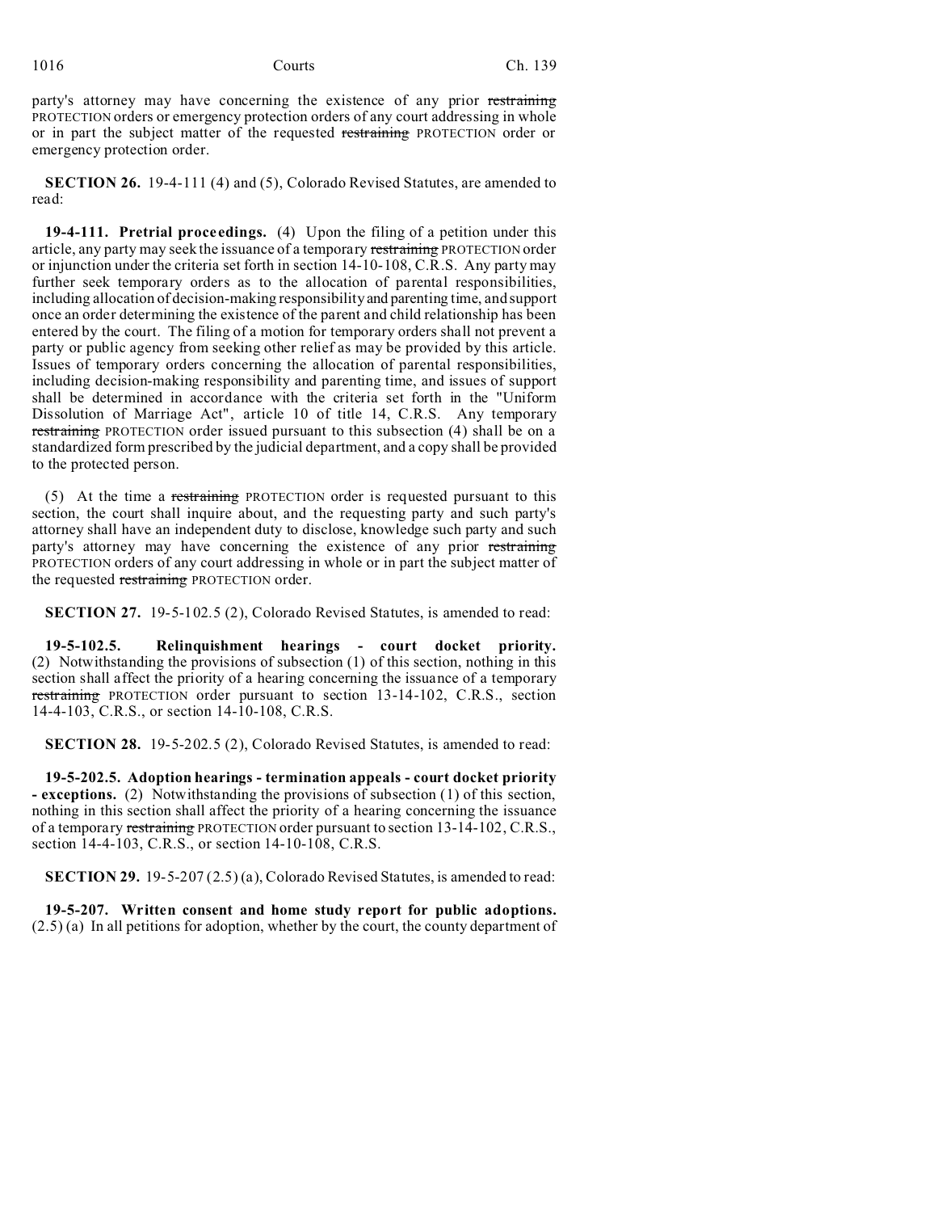party's attorney may have concerning the existence of any prior ~~restraining~~ PROTECTION orders or emergency protection orders of any court addressing in whole or in part the subject matter of the requested ~~restraining~~ PROTECTION order or emergency protection order.

**SECTION 26.** 19-4-111 (4) and (5), Colorado Revised Statutes, are amended to read:

**19-4-111. Pretrial proceedings.** (4) Upon the filing of a petition under this article, any party may seek the issuance of a temporary ~~restraining~~ PROTECTION order or injunction under the criteria set forth in section 14-10-108, C.R.S. Any party may further seek temporary orders as to the allocation of parental responsibilities, including allocation of decision-making responsibility and parenting time, and support once an order determining the existence of the parent and child relationship has been entered by the court. The filing of a motion for temporary orders shall not prevent a party or public agency from seeking other relief as may be provided by this article. Issues of temporary orders concerning the allocation of parental responsibilities, including decision-making responsibility and parenting time, and issues of support shall be determined in accordance with the criteria set forth in the "Uniform Dissolution of Marriage Act", article 10 of title 14, C.R.S. Any temporary ~~restraining~~ PROTECTION order issued pursuant to this subsection (4) shall be on a standardized form prescribed by the judicial department, and a copy shall be provided to the protected person.

(5) At the time a ~~restraining~~ PROTECTION order is requested pursuant to this section, the court shall inquire about, and the requesting party and such party's attorney shall have an independent duty to disclose, knowledge such party and such party's attorney may have concerning the existence of any prior ~~restraining~~ PROTECTION orders of any court addressing in whole or in part the subject matter of the requested ~~restraining~~ PROTECTION order.

**SECTION 27.** 19-5-102.5 (2), Colorado Revised Statutes, is amended to read:

**19-5-102.5. Relinquishment hearings - court docket priority.** (2) Notwithstanding the provisions of subsection (1) of this section, nothing in this section shall affect the priority of a hearing concerning the issuance of a temporary ~~restraining~~ PROTECTION order pursuant to section 13-14-102, C.R.S., section 14-4-103, C.R.S., or section 14-10-108, C.R.S.

**SECTION 28.** 19-5-202.5 (2), Colorado Revised Statutes, is amended to read:

**19-5-202.5. Adoption hearings - termination appeals - court docket priority - exceptions.** (2) Notwithstanding the provisions of subsection (1) of this section, nothing in this section shall affect the priority of a hearing concerning the issuance of a temporary ~~restraining~~ PROTECTION order pursuant to section 13-14-102, C.R.S., section 14-4-103, C.R.S., or section 14-10-108, C.R.S.

**SECTION 29.** 19-5-207 (2.5) (a), Colorado Revised Statutes, is amended to read:

**19-5-207. Written consent and home study report for public adoptions.** (2.5) (a) In all petitions for adoption, whether by the court, the county department of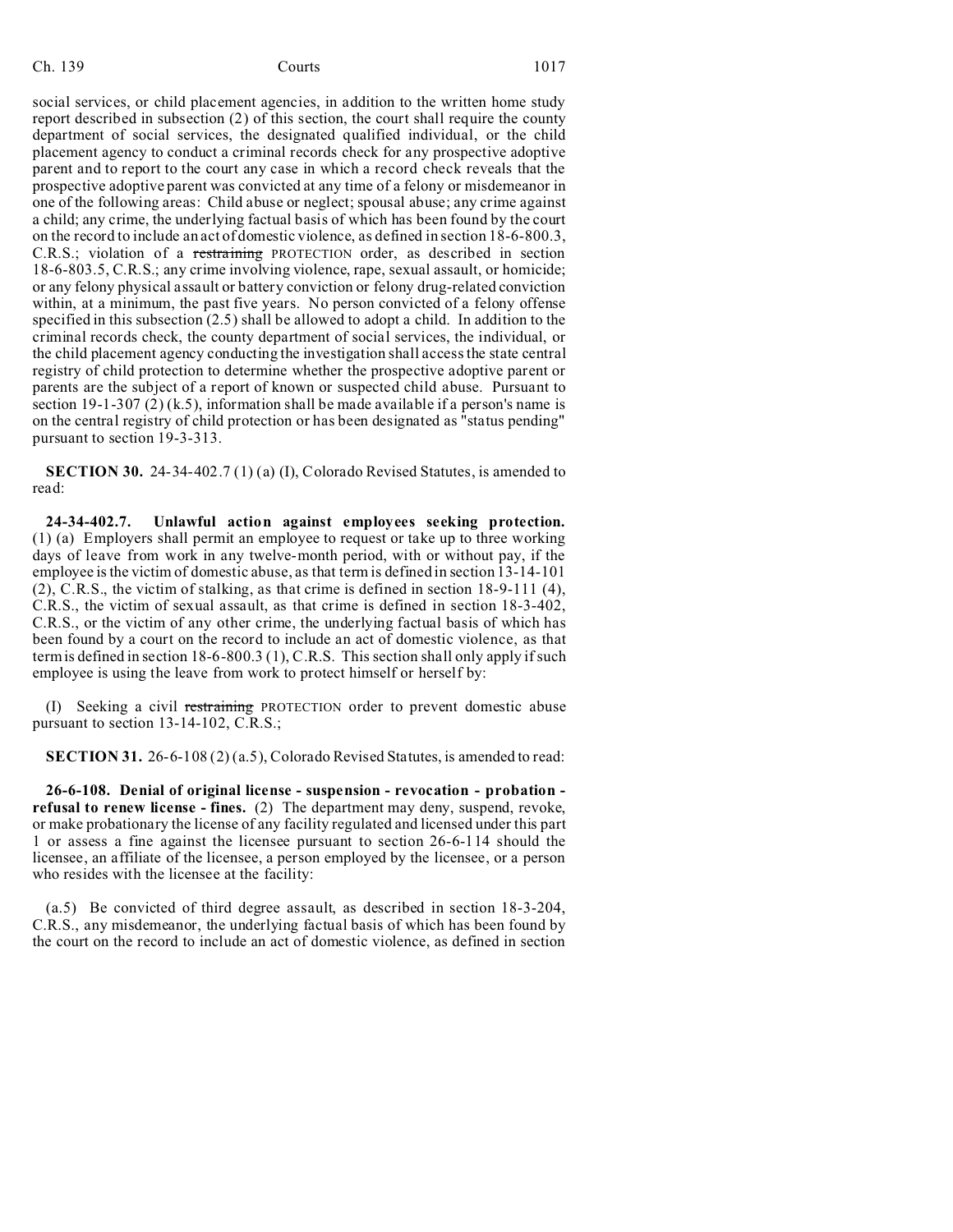social services, or child placement agencies, in addition to the written home study report described in subsection (2) of this section, the court shall require the county department of social services, the designated qualified individual, or the child placement agency to conduct a criminal records check for any prospective adoptive parent and to report to the court any case in which a record check reveals that the prospective adoptive parent was convicted at any time of a felony or misdemeanor in one of the following areas: Child abuse or neglect; spousal abuse; any crime against a child; any crime, the underlying factual basis of which has been found by the court on the record to include an act of domestic violence, as defined in section 18-6-800.3, C.R.S.; violation of a ~~restraining~~ PROTECTION order, as described in section 18-6-803.5, C.R.S.; any crime involving violence, rape, sexual assault, or homicide; or any felony physical assault or battery conviction or felony drug-related conviction within, at a minimum, the past five years. No person convicted of a felony offense specified in this subsection (2.5) shall be allowed to adopt a child. In addition to the criminal records check, the county department of social services, the individual, or the child placement agency conducting the investigation shall access the state central registry of child protection to determine whether the prospective adoptive parent or parents are the subject of a report of known or suspected child abuse. Pursuant to section 19-1-307 (2) (k.5), information shall be made available if a person's name is on the central registry of child protection or has been designated as "status pending" pursuant to section 19-3-313.

**SECTION 30.** 24-34-402.7 (1) (a) (I), Colorado Revised Statutes, is amended to read:

**24-34-402.7. Unlawful action against employees seeking protection.** (1) (a) Employers shall permit an employee to request or take up to three working days of leave from work in any twelve-month period, with or without pay, if the employee is the victim of domestic abuse, as that term is defined in section 13-14-101 (2), C.R.S., the victim of stalking, as that crime is defined in section 18-9-111 (4), C.R.S., the victim of sexual assault, as that crime is defined in section 18-3-402, C.R.S., or the victim of any other crime, the underlying factual basis of which has been found by a court on the record to include an act of domestic violence, as that term is defined in section 18-6-800.3 (1), C.R.S. This section shall only apply if such employee is using the leave from work to protect himself or herself by:

(I) Seeking a civil ~~restraining~~ PROTECTION order to prevent domestic abuse pursuant to section 13-14-102, C.R.S.;

**SECTION 31.** 26-6-108 (2) (a.5), Colorado Revised Statutes, is amended to read:

**26-6-108. Denial of original license - suspension - revocation - probation - refusal to renew license - fines.** (2) The department may deny, suspend, revoke, or make probationary the license of any facility regulated and licensed under this part 1 or assess a fine against the licensee pursuant to section 26-6-114 should the licensee, an affiliate of the licensee, a person employed by the licensee, or a person who resides with the licensee at the facility:

(a.5) Be convicted of third degree assault, as described in section 18-3-204, C.R.S., any misdemeanor, the underlying factual basis of which has been found by the court on the record to include an act of domestic violence, as defined in section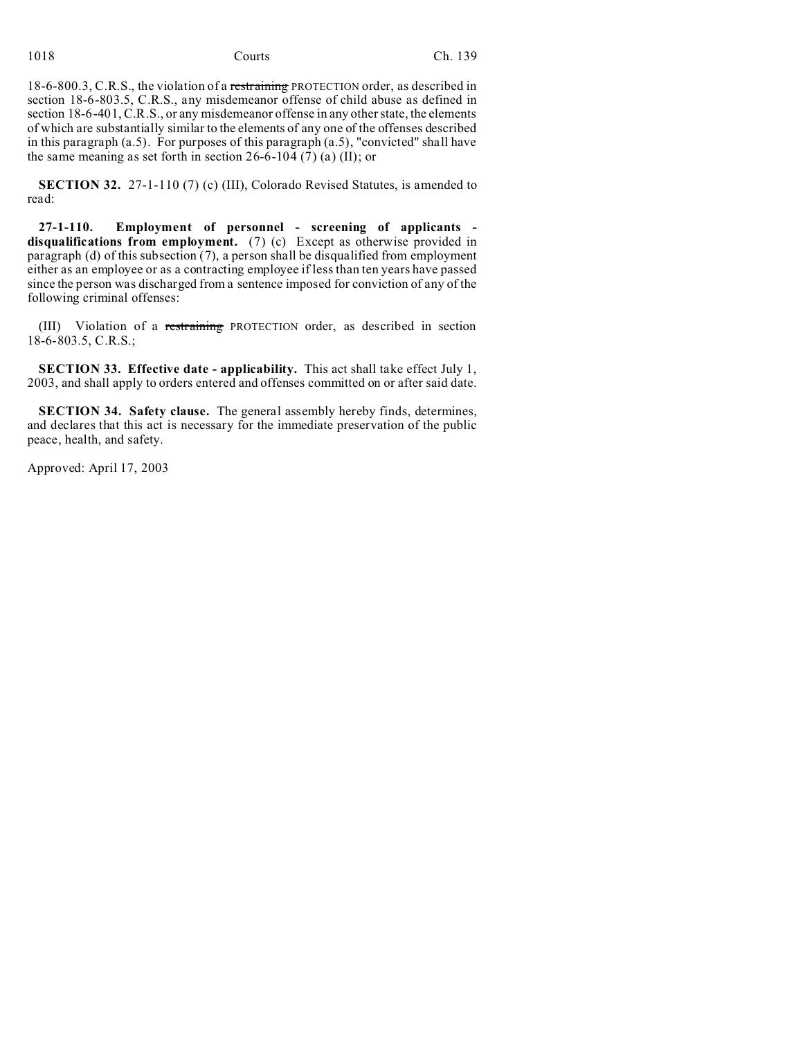18-6-800.3, C.R.S., the violation of a ~~restraining~~ PROTECTION order, as described in section 18-6-803.5, C.R.S., any misdemeanor offense of child abuse as defined in section 18-6-401, C.R.S., or any misdemeanor offense in any other state, the elements of which are substantially similar to the elements of any one of the offenses described in this paragraph (a.5). For purposes of this paragraph (a.5), "convicted" shall have the same meaning as set forth in section 26-6-104 (7) (a) (II); or

**SECTION 32.** 27-1-110 (7) (c) (III), Colorado Revised Statutes, is amended to read:

**27-1-110. Employment of personnel - screening of applicants - disqualifications from employment.** (7) (c) Except as otherwise provided in paragraph (d) of this subsection (7), a person shall be disqualified from employment either as an employee or as a contracting employee if less than ten years have passed since the person was discharged from a sentence imposed for conviction of any of the following criminal offenses:

(III) Violation of a ~~restraining~~ PROTECTION order, as described in section 18-6-803.5, C.R.S.;

**SECTION 33. Effective date - applicability.** This act shall take effect July 1, 2003, and shall apply to orders entered and offenses committed on or after said date.

**SECTION 34. Safety clause.** The general assembly hereby finds, determines, and declares that this act is necessary for the immediate preservation of the public peace, health, and safety.

Approved: April 17, 2003